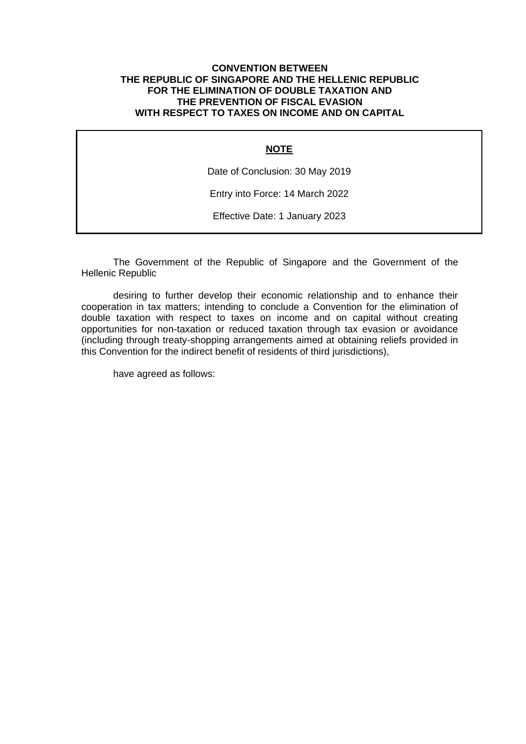# CONVENTION BETWEEN THE REPUBLIC OF SINGAPORE AND THE HELLENIC REPUBLIC FOR THE ELIMINATION OF DOUBLE TAXATION AND THE PREVENTION OF FISCAL EVASION WITH RESPECT TO TAXES ON INCOME AND ON CAPITAL

**NOTE**

Date of Conclusion: 30 May 2019

Entry into Force: 14 March 2022

Effective Date: 1 January 2023

The Government of the Republic of Singapore and the Government of the Hellenic Republic

desiring to further develop their economic relationship and to enhance their cooperation in tax matters; intending to conclude a Convention for the elimination of double taxation with respect to taxes on income and on capital without creating opportunities for non-taxation or reduced taxation through tax evasion or avoidance (including through treaty-shopping arrangements aimed at obtaining reliefs provided in this Convention for the indirect benefit of residents of third jurisdictions),

have agreed as follows: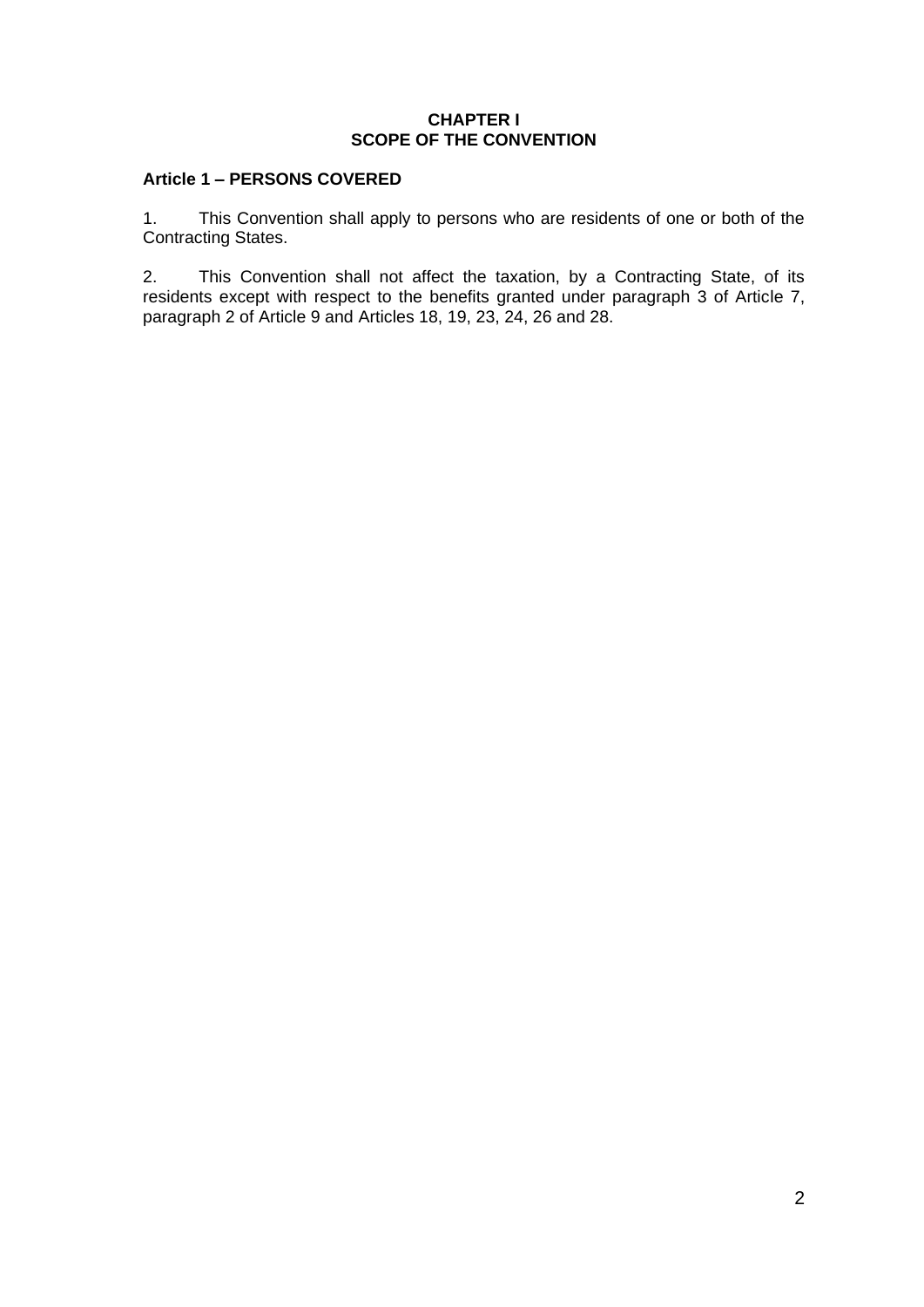# CHAPTER I
# SCOPE OF THE CONVENTION

## Article 1 – PERSONS COVERED

1. This Convention shall apply to persons who are residents of one or both of the Contracting States.

2. This Convention shall not affect the taxation, by a Contracting State, of its residents except with respect to the benefits granted under paragraph 3 of Article 7, paragraph 2 of Article 9 and Articles 18, 19, 23, 24, 26 and 28.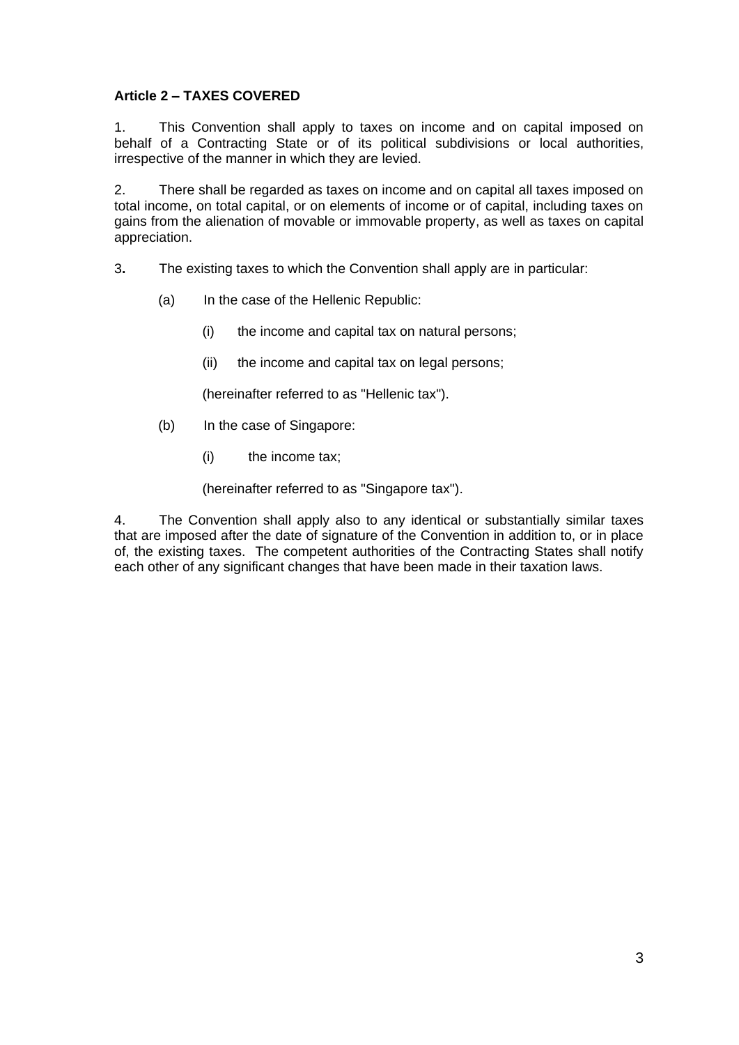**Article 2 – TAXES COVERED**

1. This Convention shall apply to taxes on income and on capital imposed on behalf of a Contracting State or of its political subdivisions or local authorities, irrespective of the manner in which they are levied.

2. There shall be regarded as taxes on income and on capital all taxes imposed on total income, on total capital, or on elements of income or of capital, including taxes on gains from the alienation of movable or immovable property, as well as taxes on capital appreciation.

3**.** The existing taxes to which the Convention shall apply are in particular:

(a) In the case of the Hellenic Republic:

(i) the income and capital tax on natural persons;

(ii) the income and capital tax on legal persons;

(hereinafter referred to as "Hellenic tax").

(b) In the case of Singapore:

(i) the income tax;

(hereinafter referred to as "Singapore tax").

4. The Convention shall apply also to any identical or substantially similar taxes that are imposed after the date of signature of the Convention in addition to, or in place of, the existing taxes. The competent authorities of the Contracting States shall notify each other of any significant changes that have been made in their taxation laws.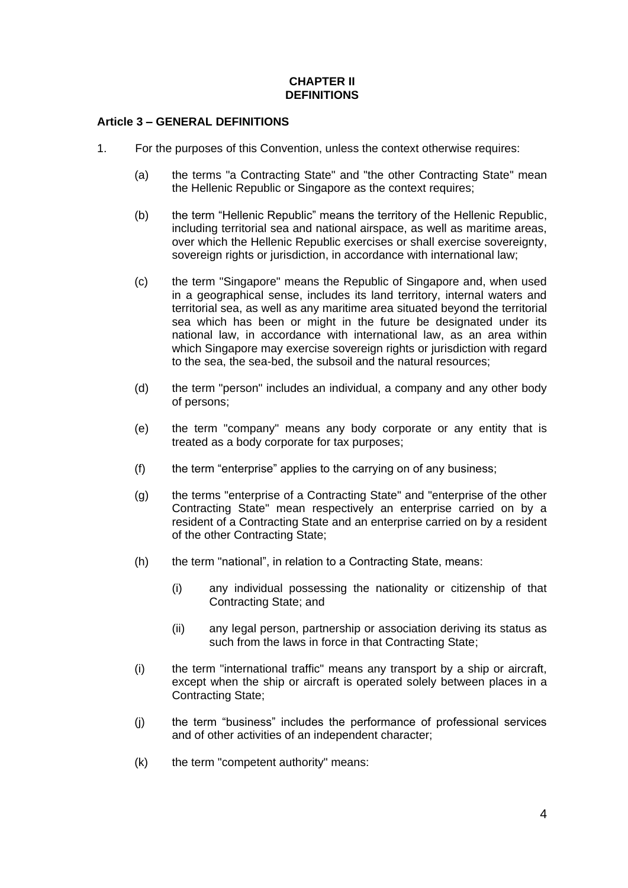## CHAPTER II
## DEFINITIONS

### Article 3 – GENERAL DEFINITIONS

1. For the purposes of this Convention, unless the context otherwise requires:

   (a) the terms "a Contracting State" and "the other Contracting State" mean the Hellenic Republic or Singapore as the context requires;

   (b) the term “Hellenic Republic” means the territory of the Hellenic Republic, including territorial sea and national airspace, as well as maritime areas, over which the Hellenic Republic exercises or shall exercise sovereignty, sovereign rights or jurisdiction, in accordance with international law;

   (c) the term "Singapore" means the Republic of Singapore and, when used in a geographical sense, includes its land territory, internal waters and territorial sea, as well as any maritime area situated beyond the territorial sea which has been or might in the future be designated under its national law, in accordance with international law, as an area within which Singapore may exercise sovereign rights or jurisdiction with regard to the sea, the sea-bed, the subsoil and the natural resources;

   (d) the term "person" includes an individual, a company and any other body of persons;

   (e) the term "company" means any body corporate or any entity that is treated as a body corporate for tax purposes;

   (f) the term “enterprise” applies to the carrying on of any business;

   (g) the terms "enterprise of a Contracting State" and "enterprise of the other Contracting State" mean respectively an enterprise carried on by a resident of a Contracting State and an enterprise carried on by a resident of the other Contracting State;

   (h) the term "national”, in relation to a Contracting State, means:

      (i) any individual possessing the nationality or citizenship of that Contracting State; and

      (ii) any legal person, partnership or association deriving its status as such from the laws in force in that Contracting State;

   (i) the term "international traffic" means any transport by a ship or aircraft, except when the ship or aircraft is operated solely between places in a Contracting State;

   (j) the term “business” includes the performance of professional services and of other activities of an independent character;

   (k) the term "competent authority" means: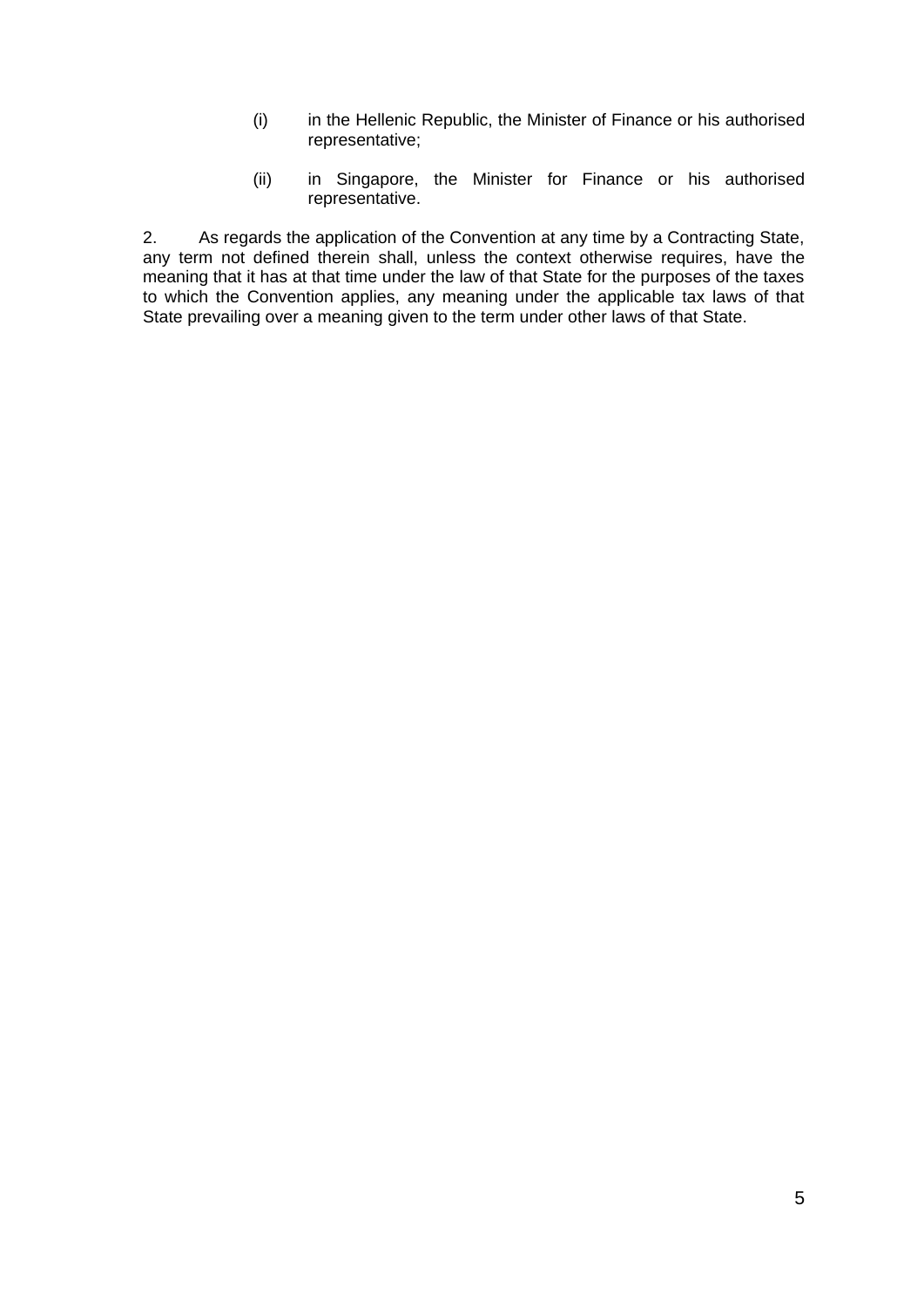(i) in the Hellenic Republic, the Minister of Finance or his authorised representative;

(ii) in Singapore, the Minister for Finance or his authorised representative.

2. As regards the application of the Convention at any time by a Contracting State, any term not defined therein shall, unless the context otherwise requires, have the meaning that it has at that time under the law of that State for the purposes of the taxes to which the Convention applies, any meaning under the applicable tax laws of that State prevailing over a meaning given to the term under other laws of that State.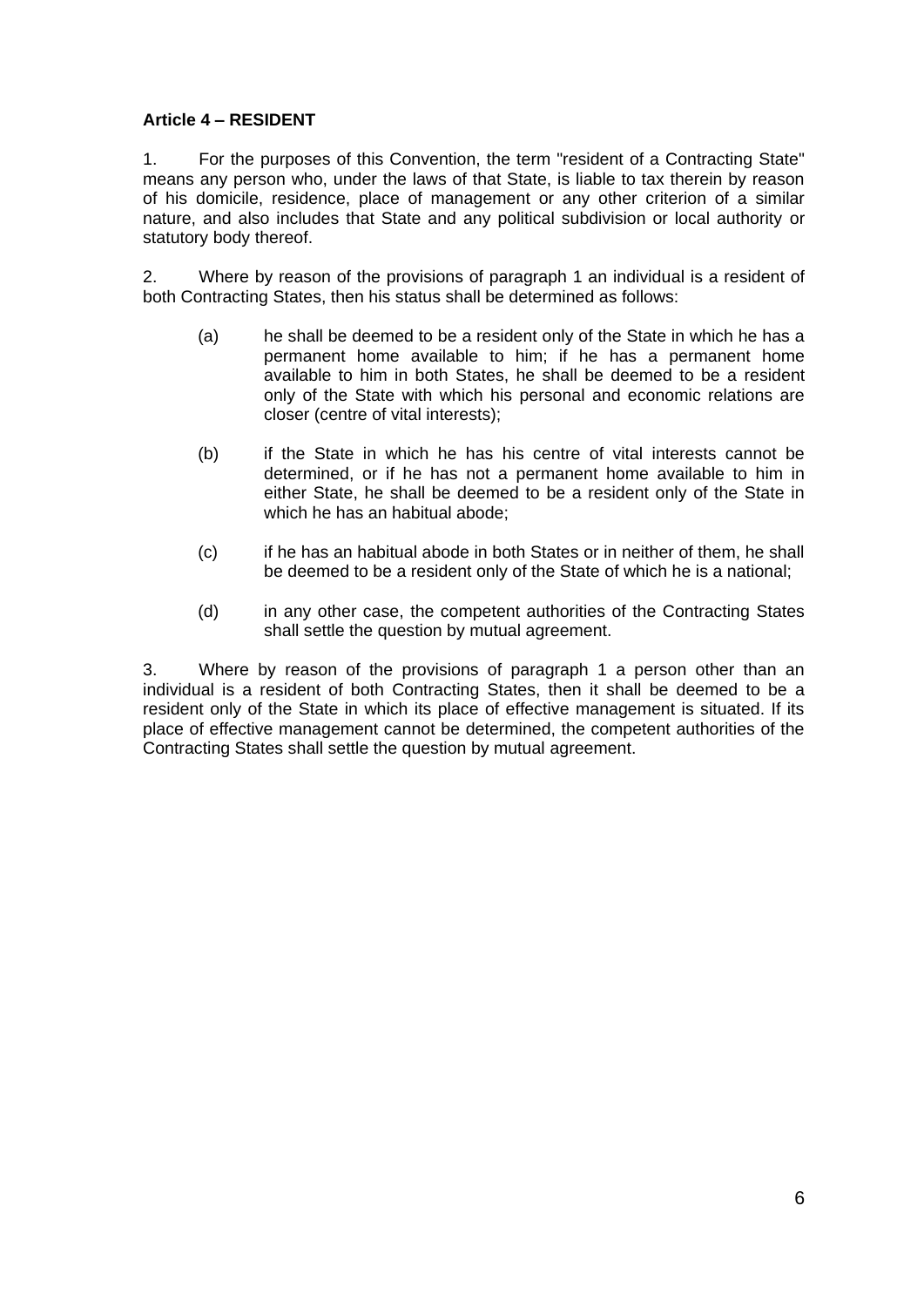**Article 4 – RESIDENT**

1. For the purposes of this Convention, the term "resident of a Contracting State" means any person who, under the laws of that State, is liable to tax therein by reason of his domicile, residence, place of management or any other criterion of a similar nature, and also includes that State and any political subdivision or local authority or statutory body thereof.

2. Where by reason of the provisions of paragraph 1 an individual is a resident of both Contracting States, then his status shall be determined as follows:

   (a) he shall be deemed to be a resident only of the State in which he has a permanent home available to him; if he has a permanent home available to him in both States, he shall be deemed to be a resident only of the State with which his personal and economic relations are closer (centre of vital interests);

   (b) if the State in which he has his centre of vital interests cannot be determined, or if he has not a permanent home available to him in either State, he shall be deemed to be a resident only of the State in which he has an habitual abode;

   (c) if he has an habitual abode in both States or in neither of them, he shall be deemed to be a resident only of the State of which he is a national;

   (d) in any other case, the competent authorities of the Contracting States shall settle the question by mutual agreement.

3. Where by reason of the provisions of paragraph 1 a person other than an individual is a resident of both Contracting States, then it shall be deemed to be a resident only of the State in which its place of effective management is situated. If its place of effective management cannot be determined, the competent authorities of the Contracting States shall settle the question by mutual agreement.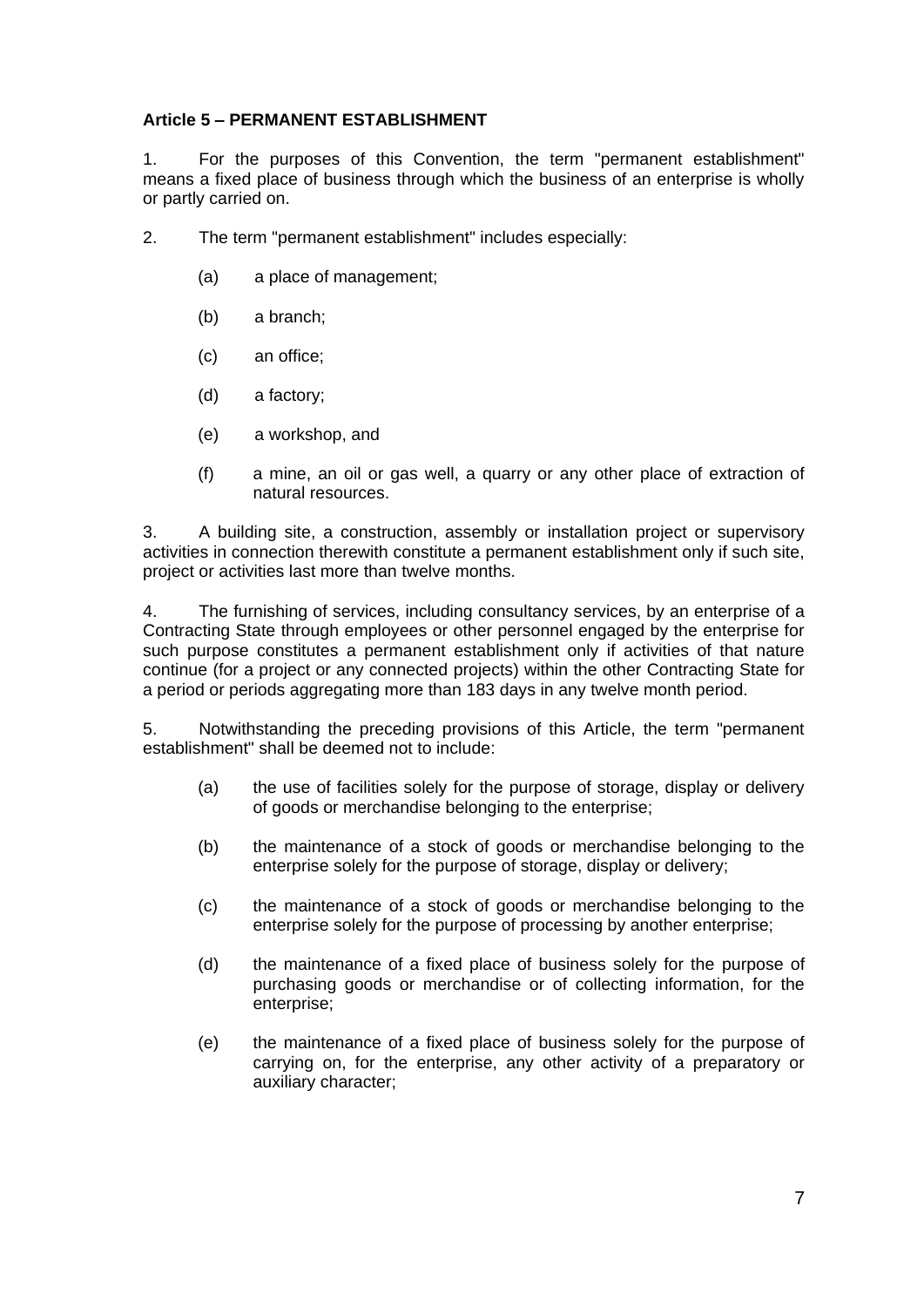**Article 5 – PERMANENT ESTABLISHMENT**

1. For the purposes of this Convention, the term "permanent establishment" means a fixed place of business through which the business of an enterprise is wholly or partly carried on.

2. The term "permanent establishment" includes especially:

   (a) a place of management;

   (b) a branch;

   (c) an office;

   (d) a factory;

   (e) a workshop, and

   (f) a mine, an oil or gas well, a quarry or any other place of extraction of natural resources.

3. A building site, a construction, assembly or installation project or supervisory activities in connection therewith constitute a permanent establishment only if such site, project or activities last more than twelve months.

4. The furnishing of services, including consultancy services, by an enterprise of a Contracting State through employees or other personnel engaged by the enterprise for such purpose constitutes a permanent establishment only if activities of that nature continue (for a project or any connected projects) within the other Contracting State for a period or periods aggregating more than 183 days in any twelve month period.

5. Notwithstanding the preceding provisions of this Article, the term "permanent establishment" shall be deemed not to include:

   (a) the use of facilities solely for the purpose of storage, display or delivery of goods or merchandise belonging to the enterprise;

   (b) the maintenance of a stock of goods or merchandise belonging to the enterprise solely for the purpose of storage, display or delivery;

   (c) the maintenance of a stock of goods or merchandise belonging to the enterprise solely for the purpose of processing by another enterprise;

   (d) the maintenance of a fixed place of business solely for the purpose of purchasing goods or merchandise or of collecting information, for the enterprise;

   (e) the maintenance of a fixed place of business solely for the purpose of carrying on, for the enterprise, any other activity of a preparatory or auxiliary character;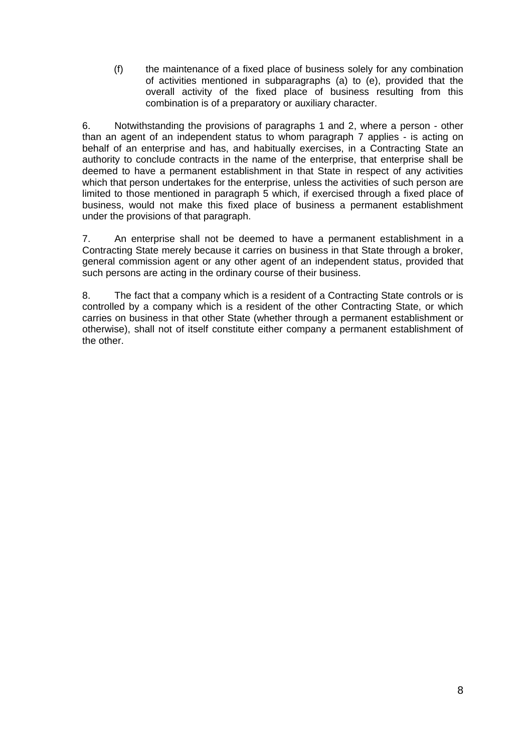(f) the maintenance of a fixed place of business solely for any combination of activities mentioned in subparagraphs (a) to (e), provided that the overall activity of the fixed place of business resulting from this combination is of a preparatory or auxiliary character.

6. Notwithstanding the provisions of paragraphs 1 and 2, where a person - other than an agent of an independent status to whom paragraph 7 applies - is acting on behalf of an enterprise and has, and habitually exercises, in a Contracting State an authority to conclude contracts in the name of the enterprise, that enterprise shall be deemed to have a permanent establishment in that State in respect of any activities which that person undertakes for the enterprise, unless the activities of such person are limited to those mentioned in paragraph 5 which, if exercised through a fixed place of business, would not make this fixed place of business a permanent establishment under the provisions of that paragraph.

7. An enterprise shall not be deemed to have a permanent establishment in a Contracting State merely because it carries on business in that State through a broker, general commission agent or any other agent of an independent status, provided that such persons are acting in the ordinary course of their business.

8. The fact that a company which is a resident of a Contracting State controls or is controlled by a company which is a resident of the other Contracting State, or which carries on business in that other State (whether through a permanent establishment or otherwise), shall not of itself constitute either company a permanent establishment of the other.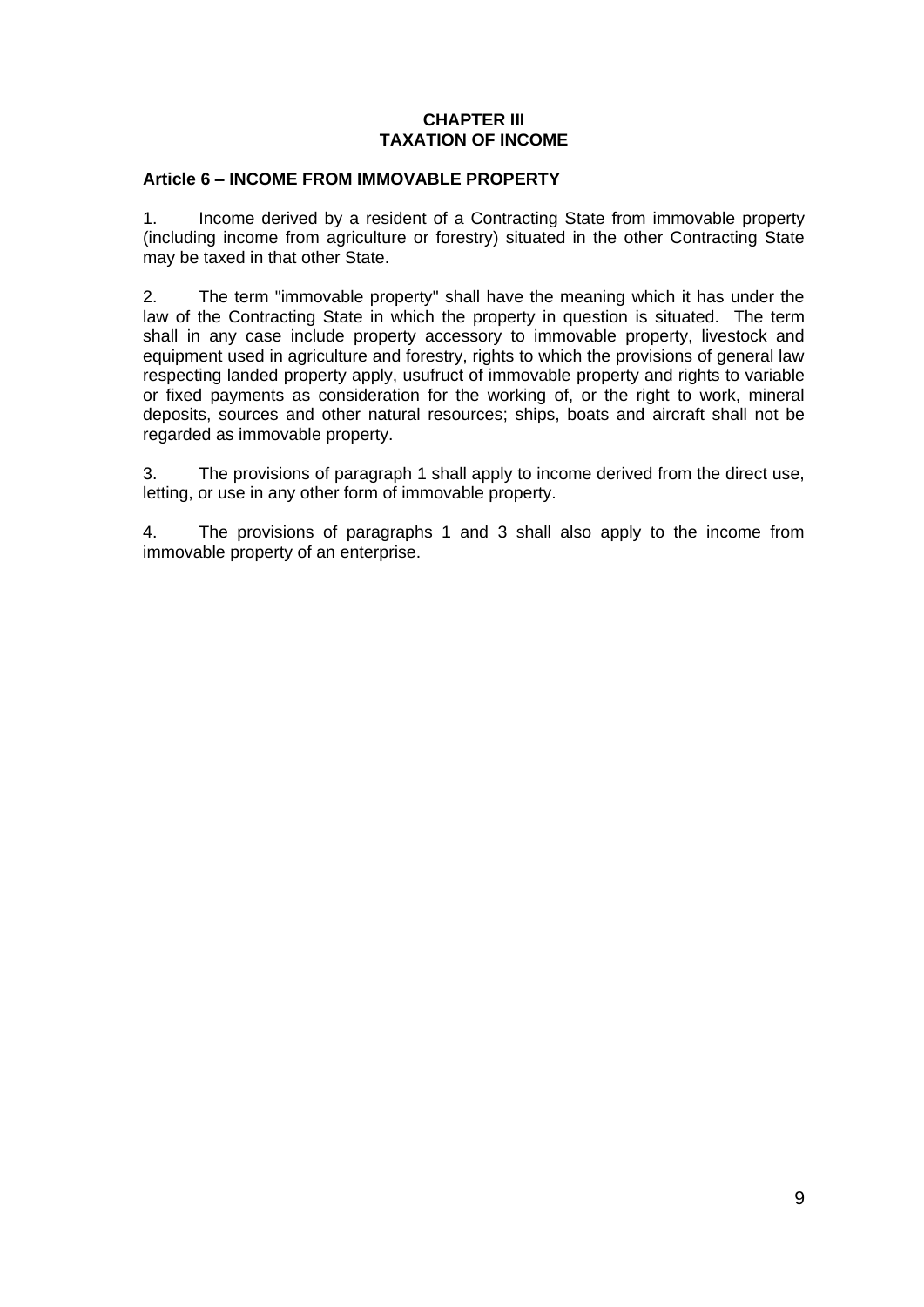## CHAPTER III
## TAXATION OF INCOME

### Article 6 – INCOME FROM IMMOVABLE PROPERTY

1. Income derived by a resident of a Contracting State from immovable property (including income from agriculture or forestry) situated in the other Contracting State may be taxed in that other State.

2. The term "immovable property" shall have the meaning which it has under the law of the Contracting State in which the property in question is situated. The term shall in any case include property accessory to immovable property, livestock and equipment used in agriculture and forestry, rights to which the provisions of general law respecting landed property apply, usufruct of immovable property and rights to variable or fixed payments as consideration for the working of, or the right to work, mineral deposits, sources and other natural resources; ships, boats and aircraft shall not be regarded as immovable property.

3. The provisions of paragraph 1 shall apply to income derived from the direct use, letting, or use in any other form of immovable property.

4. The provisions of paragraphs 1 and 3 shall also apply to the income from immovable property of an enterprise.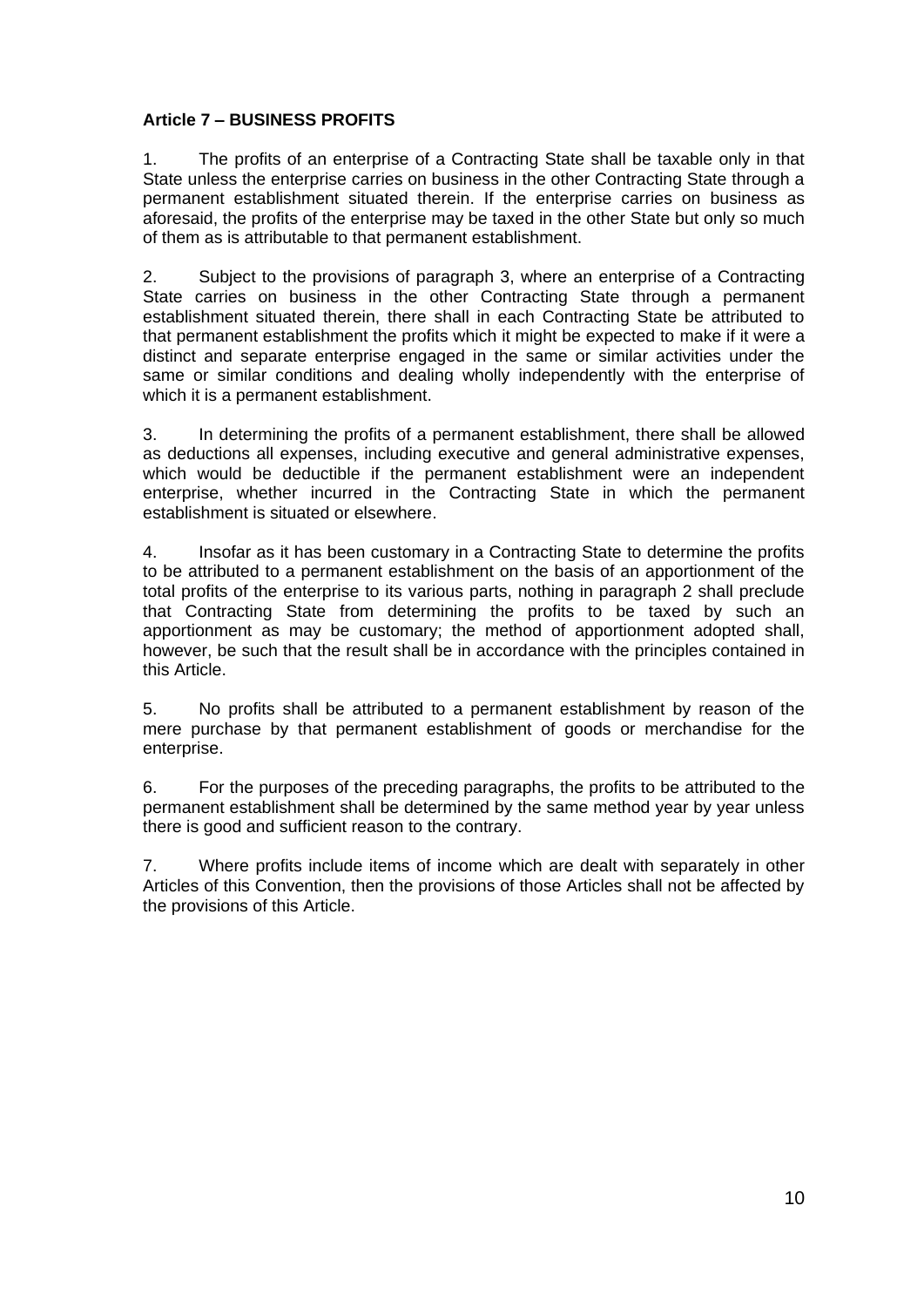**Article 7 – BUSINESS PROFITS**

1. The profits of an enterprise of a Contracting State shall be taxable only in that State unless the enterprise carries on business in the other Contracting State through a permanent establishment situated therein. If the enterprise carries on business as aforesaid, the profits of the enterprise may be taxed in the other State but only so much of them as is attributable to that permanent establishment.

2. Subject to the provisions of paragraph 3, where an enterprise of a Contracting State carries on business in the other Contracting State through a permanent establishment situated therein, there shall in each Contracting State be attributed to that permanent establishment the profits which it might be expected to make if it were a distinct and separate enterprise engaged in the same or similar activities under the same or similar conditions and dealing wholly independently with the enterprise of which it is a permanent establishment.

3. In determining the profits of a permanent establishment, there shall be allowed as deductions all expenses, including executive and general administrative expenses, which would be deductible if the permanent establishment were an independent enterprise, whether incurred in the Contracting State in which the permanent establishment is situated or elsewhere.

4. Insofar as it has been customary in a Contracting State to determine the profits to be attributed to a permanent establishment on the basis of an apportionment of the total profits of the enterprise to its various parts, nothing in paragraph 2 shall preclude that Contracting State from determining the profits to be taxed by such an apportionment as may be customary; the method of apportionment adopted shall, however, be such that the result shall be in accordance with the principles contained in this Article.

5. No profits shall be attributed to a permanent establishment by reason of the mere purchase by that permanent establishment of goods or merchandise for the enterprise.

6. For the purposes of the preceding paragraphs, the profits to be attributed to the permanent establishment shall be determined by the same method year by year unless there is good and sufficient reason to the contrary.

7. Where profits include items of income which are dealt with separately in other Articles of this Convention, then the provisions of those Articles shall not be affected by the provisions of this Article.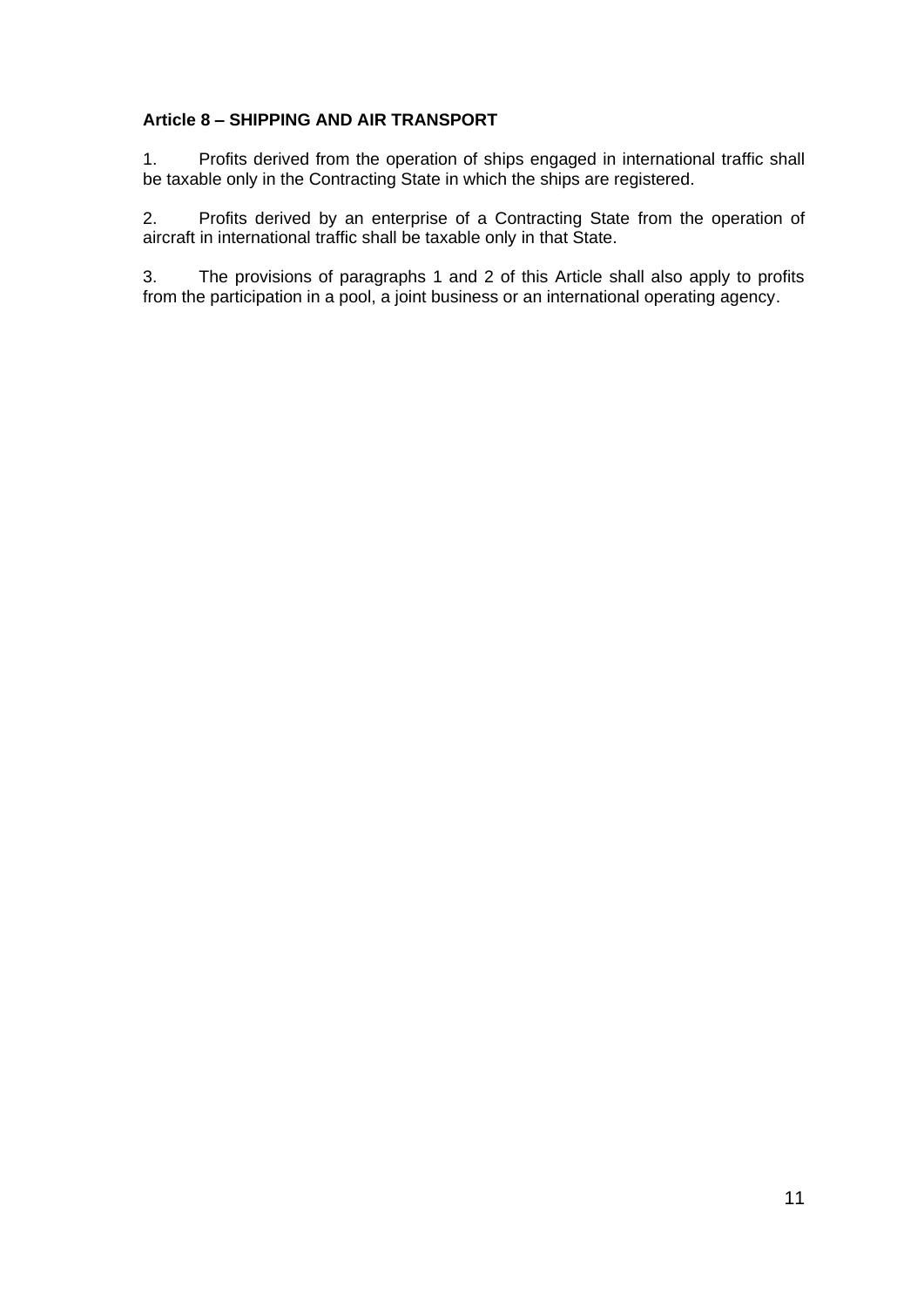**Article 8 – SHIPPING AND AIR TRANSPORT**

1. Profits derived from the operation of ships engaged in international traffic shall be taxable only in the Contracting State in which the ships are registered.

2. Profits derived by an enterprise of a Contracting State from the operation of aircraft in international traffic shall be taxable only in that State.

3. The provisions of paragraphs 1 and 2 of this Article shall also apply to profits from the participation in a pool, a joint business or an international operating agency.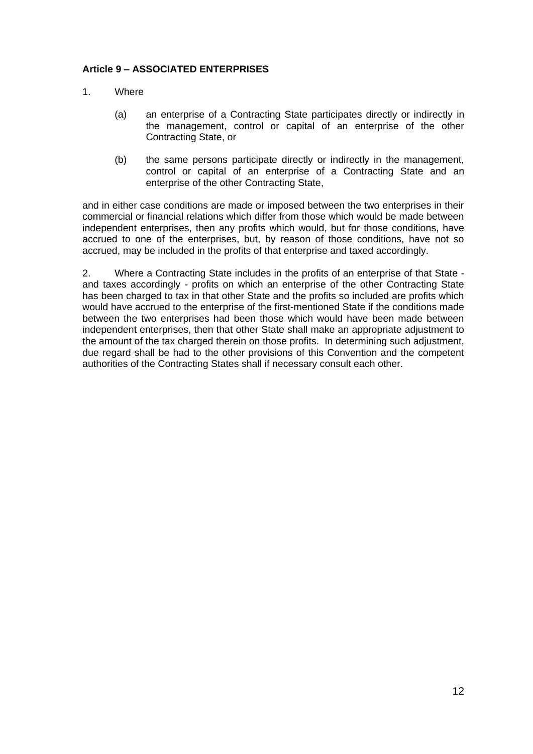**Article 9 – ASSOCIATED ENTERPRISES**

1. Where

   (a) an enterprise of a Contracting State participates directly or indirectly in the management, control or capital of an enterprise of the other Contracting State, or

   (b) the same persons participate directly or indirectly in the management, control or capital of an enterprise of a Contracting State and an enterprise of the other Contracting State,

and in either case conditions are made or imposed between the two enterprises in their commercial or financial relations which differ from those which would be made between independent enterprises, then any profits which would, but for those conditions, have accrued to one of the enterprises, but, by reason of those conditions, have not so accrued, may be included in the profits of that enterprise and taxed accordingly.

2. Where a Contracting State includes in the profits of an enterprise of that State - and taxes accordingly - profits on which an enterprise of the other Contracting State has been charged to tax in that other State and the profits so included are profits which would have accrued to the enterprise of the first-mentioned State if the conditions made between the two enterprises had been those which would have been made between independent enterprises, then that other State shall make an appropriate adjustment to the amount of the tax charged therein on those profits. In determining such adjustment, due regard shall be had to the other provisions of this Convention and the competent authorities of the Contracting States shall if necessary consult each other.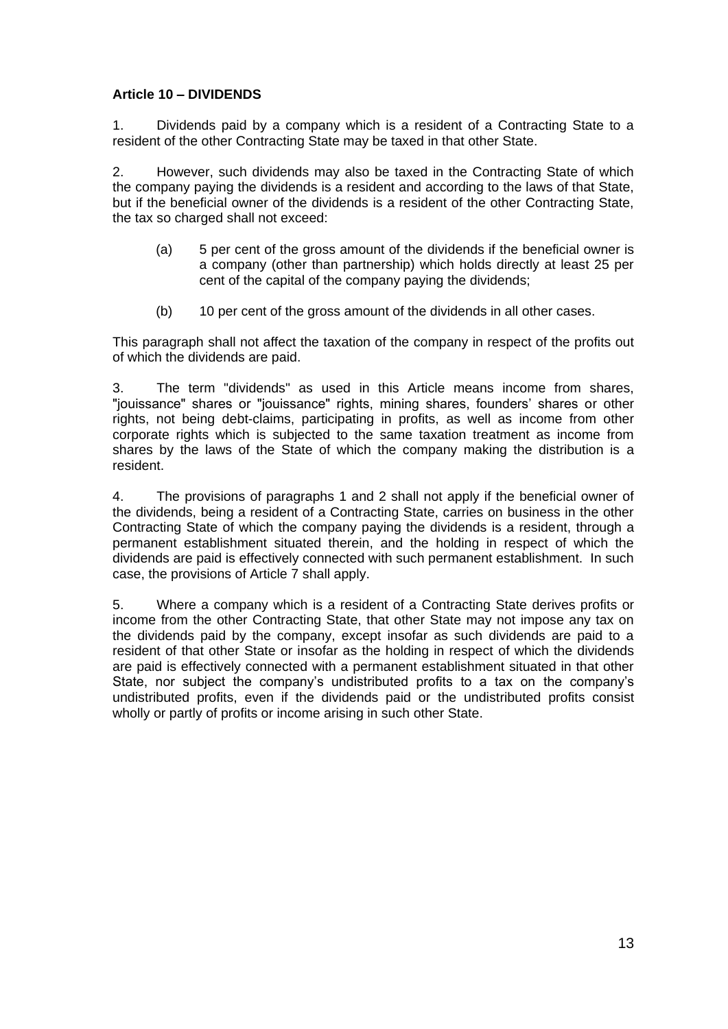**Article 10 – DIVIDENDS**

1. Dividends paid by a company which is a resident of a Contracting State to a resident of the other Contracting State may be taxed in that other State.

2. However, such dividends may also be taxed in the Contracting State of which the company paying the dividends is a resident and according to the laws of that State, but if the beneficial owner of the dividends is a resident of the other Contracting State, the tax so charged shall not exceed:

   (a) 5 per cent of the gross amount of the dividends if the beneficial owner is a company (other than partnership) which holds directly at least 25 per cent of the capital of the company paying the dividends;

   (b) 10 per cent of the gross amount of the dividends in all other cases.

This paragraph shall not affect the taxation of the company in respect of the profits out of which the dividends are paid.

3. The term "dividends" as used in this Article means income from shares, "jouissance" shares or "jouissance" rights, mining shares, founders' shares or other rights, not being debt-claims, participating in profits, as well as income from other corporate rights which is subjected to the same taxation treatment as income from shares by the laws of the State of which the company making the distribution is a resident.

4. The provisions of paragraphs 1 and 2 shall not apply if the beneficial owner of the dividends, being a resident of a Contracting State, carries on business in the other Contracting State of which the company paying the dividends is a resident, through a permanent establishment situated therein, and the holding in respect of which the dividends are paid is effectively connected with such permanent establishment. In such case, the provisions of Article 7 shall apply.

5. Where a company which is a resident of a Contracting State derives profits or income from the other Contracting State, that other State may not impose any tax on the dividends paid by the company, except insofar as such dividends are paid to a resident of that other State or insofar as the holding in respect of which the dividends are paid is effectively connected with a permanent establishment situated in that other State, nor subject the company's undistributed profits to a tax on the company's undistributed profits, even if the dividends paid or the undistributed profits consist wholly or partly of profits or income arising in such other State.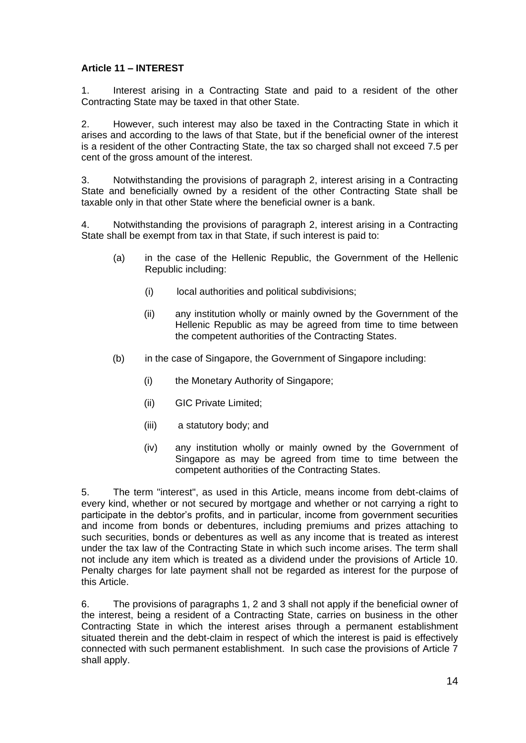**Article 11 – INTEREST**

1. Interest arising in a Contracting State and paid to a resident of the other Contracting State may be taxed in that other State.

2. However, such interest may also be taxed in the Contracting State in which it arises and according to the laws of that State, but if the beneficial owner of the interest is a resident of the other Contracting State, the tax so charged shall not exceed 7.5 per cent of the gross amount of the interest.

3. Notwithstanding the provisions of paragraph 2, interest arising in a Contracting State and beneficially owned by a resident of the other Contracting State shall be taxable only in that other State where the beneficial owner is a bank.

4. Notwithstanding the provisions of paragraph 2, interest arising in a Contracting State shall be exempt from tax in that State, if such interest is paid to:

   (a) in the case of the Hellenic Republic, the Government of the Hellenic Republic including:

      (i) local authorities and political subdivisions;

      (ii) any institution wholly or mainly owned by the Government of the Hellenic Republic as may be agreed from time to time between the competent authorities of the Contracting States.

   (b) in the case of Singapore, the Government of Singapore including:

      (i) the Monetary Authority of Singapore;

      (ii) GIC Private Limited;

      (iii) a statutory body; and

      (iv) any institution wholly or mainly owned by the Government of Singapore as may be agreed from time to time between the competent authorities of the Contracting States.

5. The term "interest", as used in this Article, means income from debt-claims of every kind, whether or not secured by mortgage and whether or not carrying a right to participate in the debtor's profits, and in particular, income from government securities and income from bonds or debentures, including premiums and prizes attaching to such securities, bonds or debentures as well as any income that is treated as interest under the tax law of the Contracting State in which such income arises. The term shall not include any item which is treated as a dividend under the provisions of Article 10. Penalty charges for late payment shall not be regarded as interest for the purpose of this Article.

6. The provisions of paragraphs 1, 2 and 3 shall not apply if the beneficial owner of the interest, being a resident of a Contracting State, carries on business in the other Contracting State in which the interest arises through a permanent establishment situated therein and the debt-claim in respect of which the interest is paid is effectively connected with such permanent establishment. In such case the provisions of Article 7 shall apply.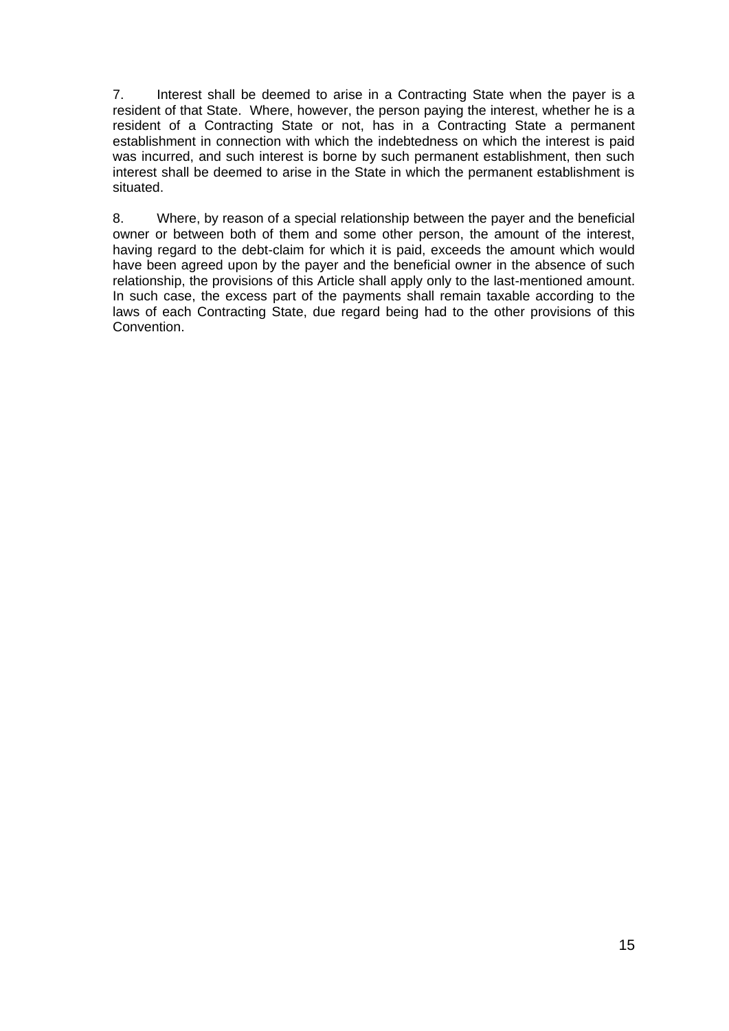7. Interest shall be deemed to arise in a Contracting State when the payer is a resident of that State. Where, however, the person paying the interest, whether he is a resident of a Contracting State or not, has in a Contracting State a permanent establishment in connection with which the indebtedness on which the interest is paid was incurred, and such interest is borne by such permanent establishment, then such interest shall be deemed to arise in the State in which the permanent establishment is situated.

8. Where, by reason of a special relationship between the payer and the beneficial owner or between both of them and some other person, the amount of the interest, having regard to the debt-claim for which it is paid, exceeds the amount which would have been agreed upon by the payer and the beneficial owner in the absence of such relationship, the provisions of this Article shall apply only to the last-mentioned amount. In such case, the excess part of the payments shall remain taxable according to the laws of each Contracting State, due regard being had to the other provisions of this Convention.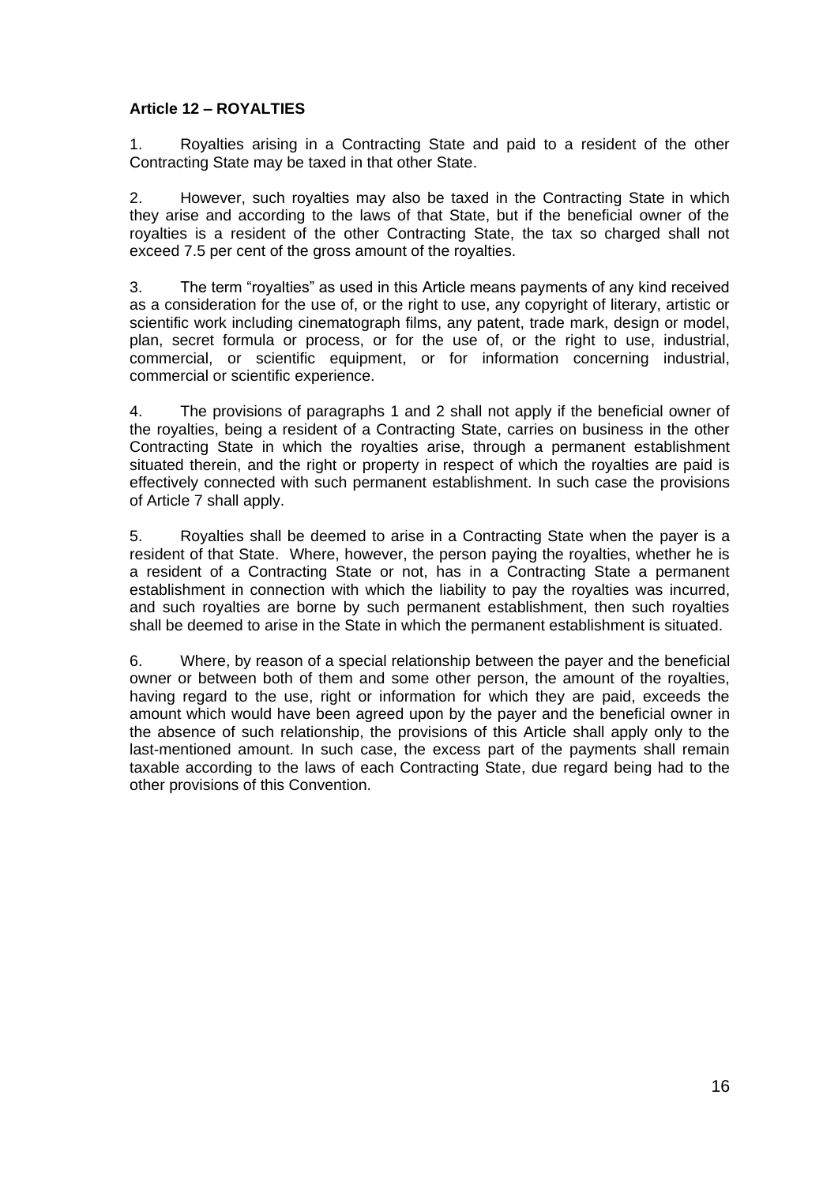**Article 12 – ROYALTIES**

1. Royalties arising in a Contracting State and paid to a resident of the other Contracting State may be taxed in that other State.

2. However, such royalties may also be taxed in the Contracting State in which they arise and according to the laws of that State, but if the beneficial owner of the royalties is a resident of the other Contracting State, the tax so charged shall not exceed 7.5 per cent of the gross amount of the royalties.

3. The term "royalties" as used in this Article means payments of any kind received as a consideration for the use of, or the right to use, any copyright of literary, artistic or scientific work including cinematograph films, any patent, trade mark, design or model, plan, secret formula or process, or for the use of, or the right to use, industrial, commercial, or scientific equipment, or for information concerning industrial, commercial or scientific experience.

4. The provisions of paragraphs 1 and 2 shall not apply if the beneficial owner of the royalties, being a resident of a Contracting State, carries on business in the other Contracting State in which the royalties arise, through a permanent establishment situated therein, and the right or property in respect of which the royalties are paid is effectively connected with such permanent establishment. In such case the provisions of Article 7 shall apply.

5. Royalties shall be deemed to arise in a Contracting State when the payer is a resident of that State. Where, however, the person paying the royalties, whether he is a resident of a Contracting State or not, has in a Contracting State a permanent establishment in connection with which the liability to pay the royalties was incurred, and such royalties are borne by such permanent establishment, then such royalties shall be deemed to arise in the State in which the permanent establishment is situated.

6. Where, by reason of a special relationship between the payer and the beneficial owner or between both of them and some other person, the amount of the royalties, having regard to the use, right or information for which they are paid, exceeds the amount which would have been agreed upon by the payer and the beneficial owner in the absence of such relationship, the provisions of this Article shall apply only to the last-mentioned amount. In such case, the excess part of the payments shall remain taxable according to the laws of each Contracting State, due regard being had to the other provisions of this Convention.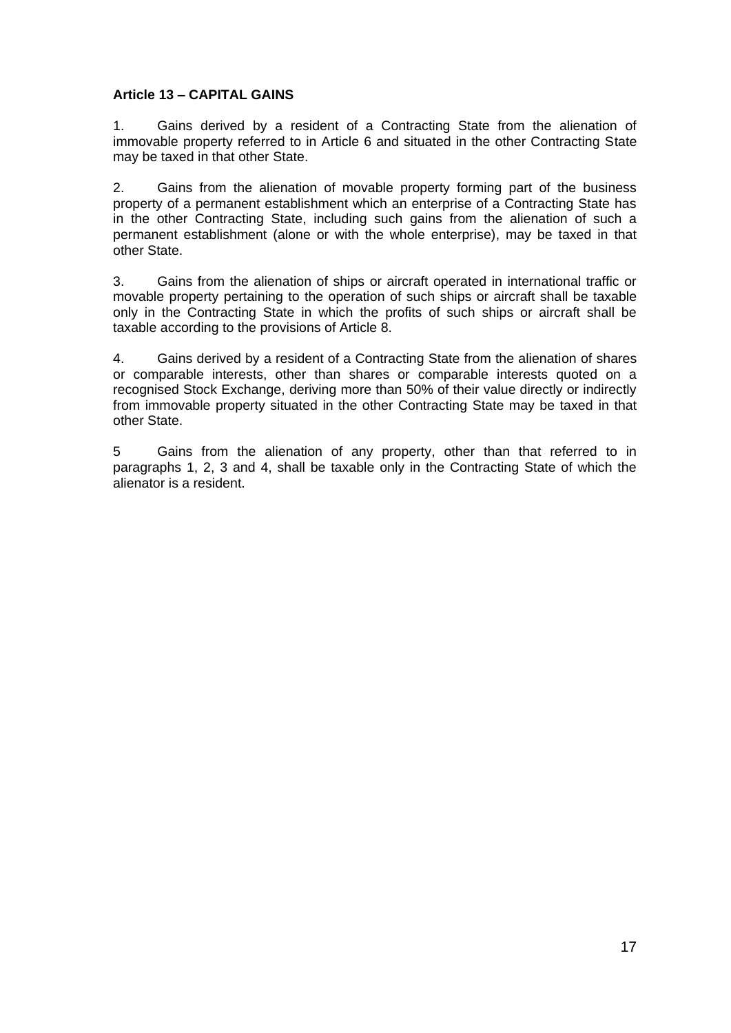**Article 13 – CAPITAL GAINS**

1. Gains derived by a resident of a Contracting State from the alienation of immovable property referred to in Article 6 and situated in the other Contracting State may be taxed in that other State.

2. Gains from the alienation of movable property forming part of the business property of a permanent establishment which an enterprise of a Contracting State has in the other Contracting State, including such gains from the alienation of such a permanent establishment (alone or with the whole enterprise), may be taxed in that other State.

3. Gains from the alienation of ships or aircraft operated in international traffic or movable property pertaining to the operation of such ships or aircraft shall be taxable only in the Contracting State in which the profits of such ships or aircraft shall be taxable according to the provisions of Article 8.

4. Gains derived by a resident of a Contracting State from the alienation of shares or comparable interests, other than shares or comparable interests quoted on a recognised Stock Exchange, deriving more than 50% of their value directly or indirectly from immovable property situated in the other Contracting State may be taxed in that other State.

5 Gains from the alienation of any property, other than that referred to in paragraphs 1, 2, 3 and 4, shall be taxable only in the Contracting State of which the alienator is a resident.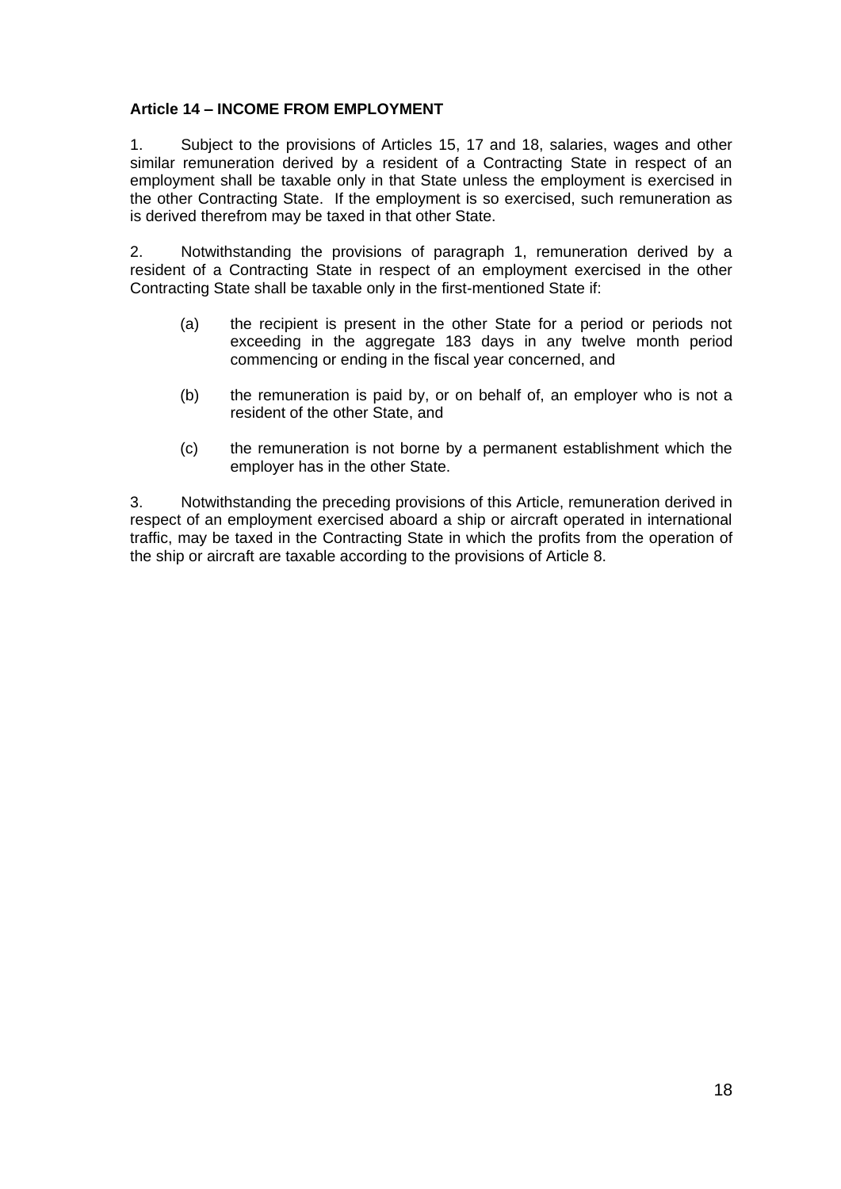**Article 14 – INCOME FROM EMPLOYMENT**

1. Subject to the provisions of Articles 15, 17 and 18, salaries, wages and other similar remuneration derived by a resident of a Contracting State in respect of an employment shall be taxable only in that State unless the employment is exercised in the other Contracting State. If the employment is so exercised, such remuneration as is derived therefrom may be taxed in that other State.

2. Notwithstanding the provisions of paragraph 1, remuneration derived by a resident of a Contracting State in respect of an employment exercised in the other Contracting State shall be taxable only in the first-mentioned State if:

   (a) the recipient is present in the other State for a period or periods not exceeding in the aggregate 183 days in any twelve month period commencing or ending in the fiscal year concerned, and

   (b) the remuneration is paid by, or on behalf of, an employer who is not a resident of the other State, and

   (c) the remuneration is not borne by a permanent establishment which the employer has in the other State.

3. Notwithstanding the preceding provisions of this Article, remuneration derived in respect of an employment exercised aboard a ship or aircraft operated in international traffic, may be taxed in the Contracting State in which the profits from the operation of the ship or aircraft are taxable according to the provisions of Article 8.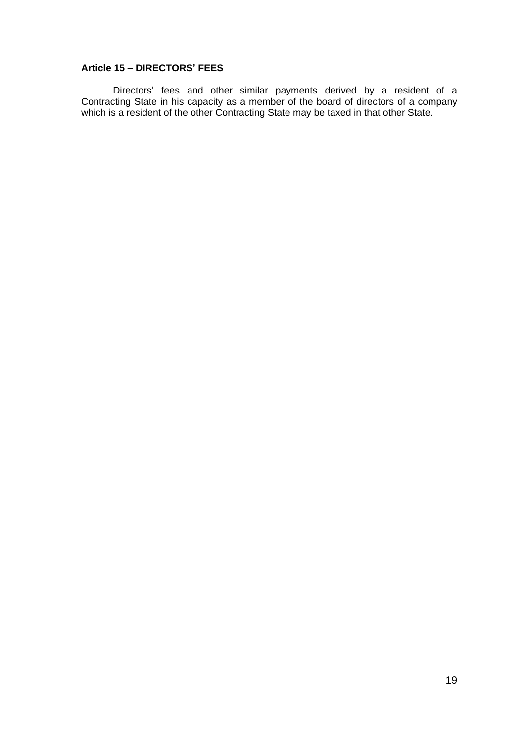**Article 15 – DIRECTORS' FEES**

Directors' fees and other similar payments derived by a resident of a Contracting State in his capacity as a member of the board of directors of a company which is a resident of the other Contracting State may be taxed in that other State.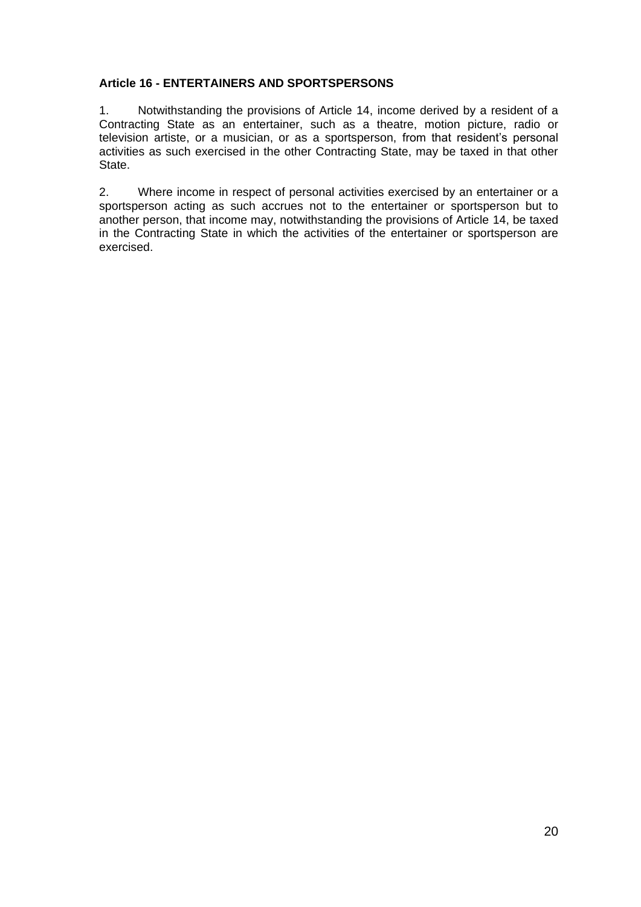**Article 16 - ENTERTAINERS AND SPORTSPERSONS**

1. Notwithstanding the provisions of Article 14, income derived by a resident of a Contracting State as an entertainer, such as a theatre, motion picture, radio or television artiste, or a musician, or as a sportsperson, from that resident's personal activities as such exercised in the other Contracting State, may be taxed in that other State.

2. Where income in respect of personal activities exercised by an entertainer or a sportsperson acting as such accrues not to the entertainer or sportsperson but to another person, that income may, notwithstanding the provisions of Article 14, be taxed in the Contracting State in which the activities of the entertainer or sportsperson are exercised.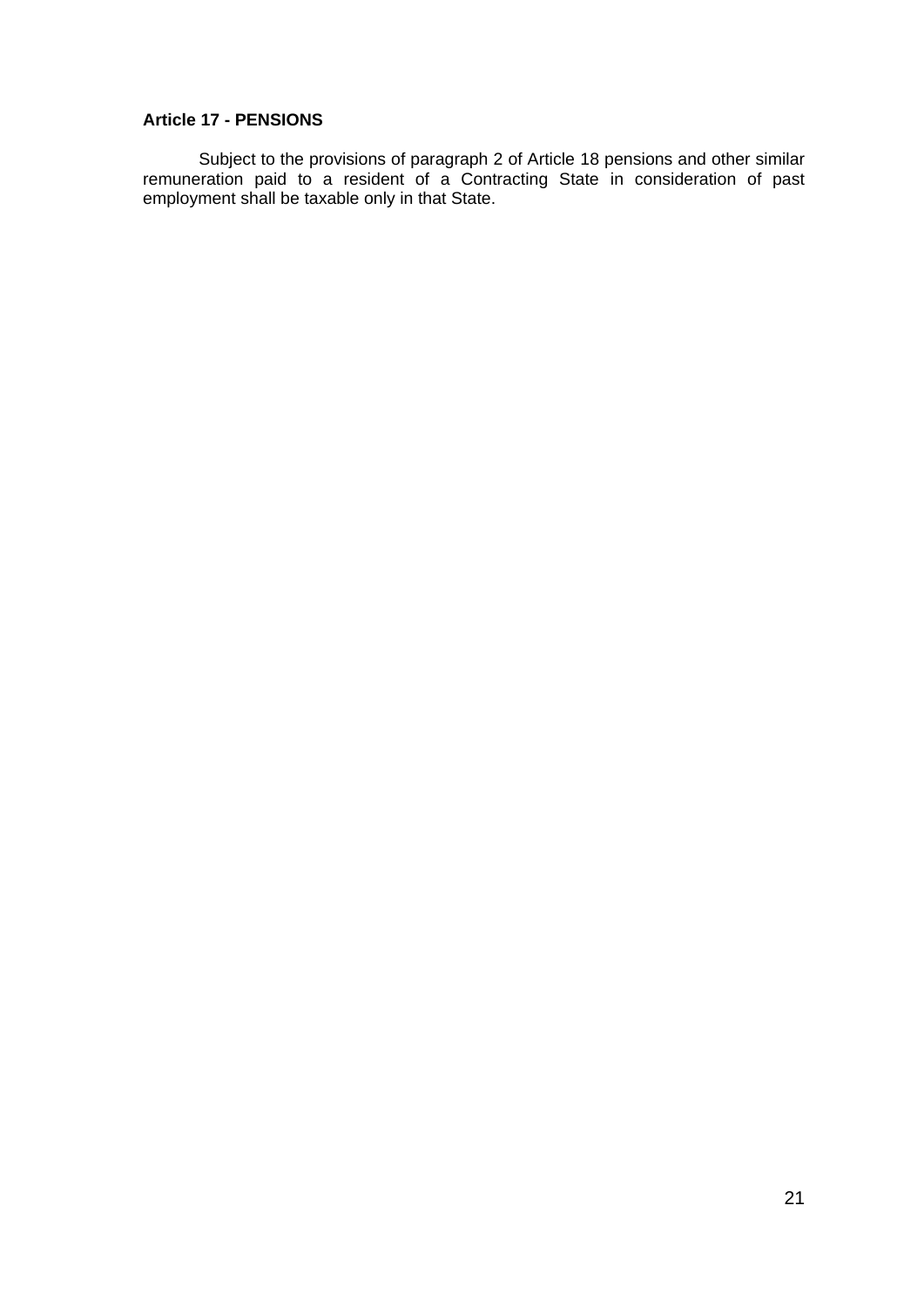**Article 17 - PENSIONS**

Subject to the provisions of paragraph 2 of Article 18 pensions and other similar remuneration paid to a resident of a Contracting State in consideration of past employment shall be taxable only in that State.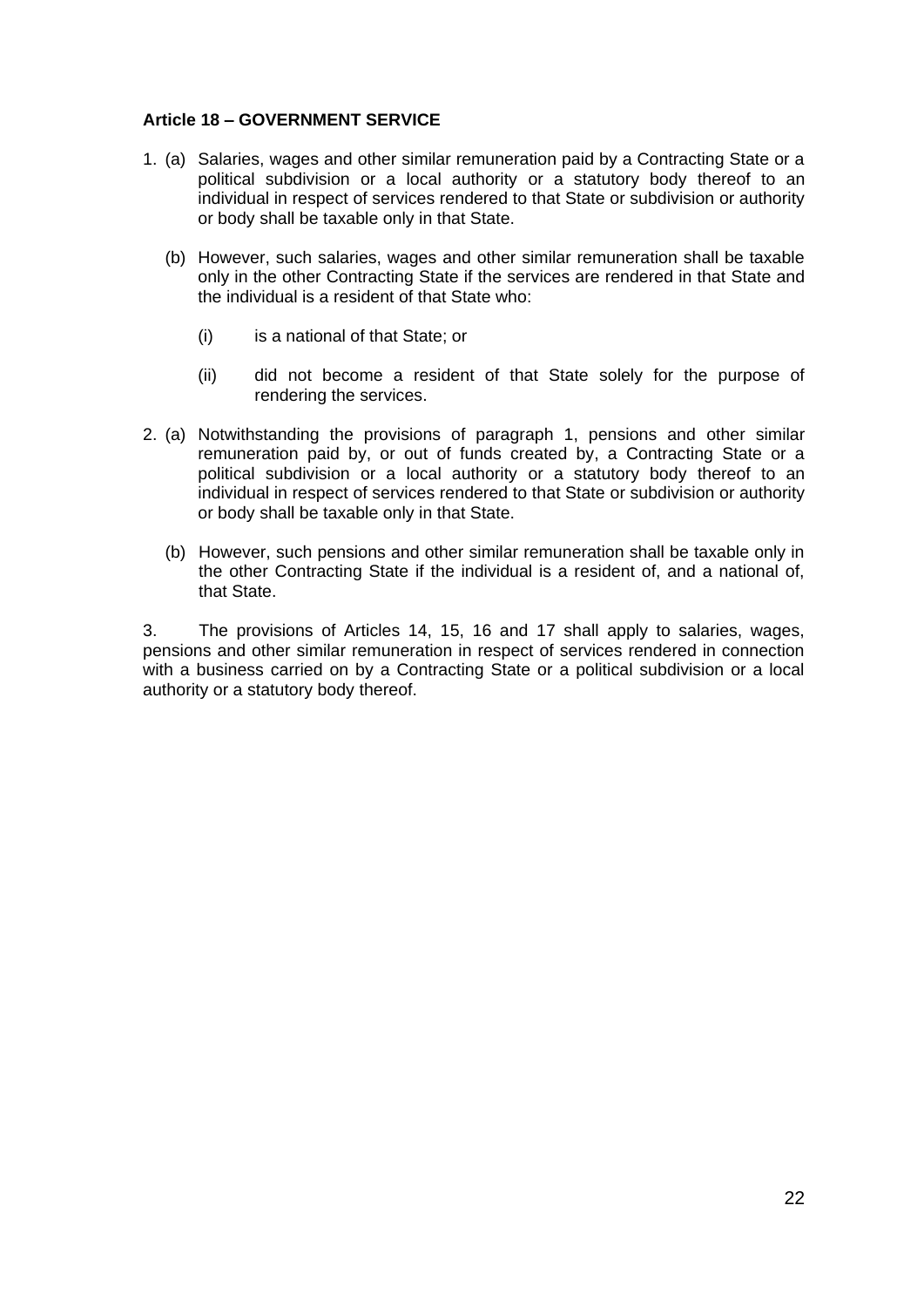**Article 18 – GOVERNMENT SERVICE**

1. (a) Salaries, wages and other similar remuneration paid by a Contracting State or a political subdivision or a local authority or a statutory body thereof to an individual in respect of services rendered to that State or subdivision or authority or body shall be taxable only in that State.

   (b) However, such salaries, wages and other similar remuneration shall be taxable only in the other Contracting State if the services are rendered in that State and the individual is a resident of that State who:

      (i) is a national of that State; or

      (ii) did not become a resident of that State solely for the purpose of rendering the services.

2. (a) Notwithstanding the provisions of paragraph 1, pensions and other similar remuneration paid by, or out of funds created by, a Contracting State or a political subdivision or a local authority or a statutory body thereof to an individual in respect of services rendered to that State or subdivision or authority or body shall be taxable only in that State.

   (b) However, such pensions and other similar remuneration shall be taxable only in the other Contracting State if the individual is a resident of, and a national of, that State.

3. The provisions of Articles 14, 15, 16 and 17 shall apply to salaries, wages, pensions and other similar remuneration in respect of services rendered in connection with a business carried on by a Contracting State or a political subdivision or a local authority or a statutory body thereof.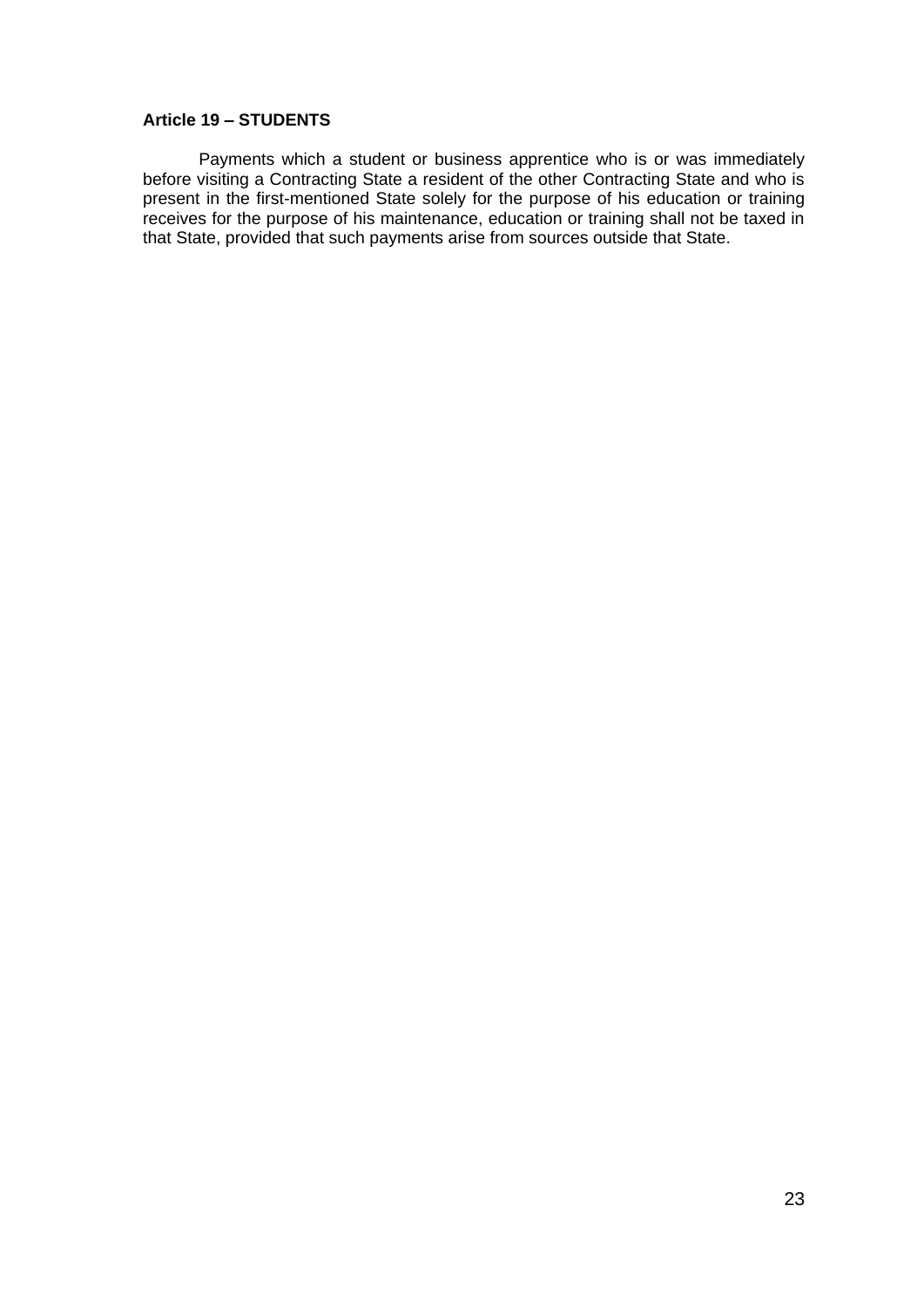**Article 19 – STUDENTS**

Payments which a student or business apprentice who is or was immediately before visiting a Contracting State a resident of the other Contracting State and who is present in the first-mentioned State solely for the purpose of his education or training receives for the purpose of his maintenance, education or training shall not be taxed in that State, provided that such payments arise from sources outside that State.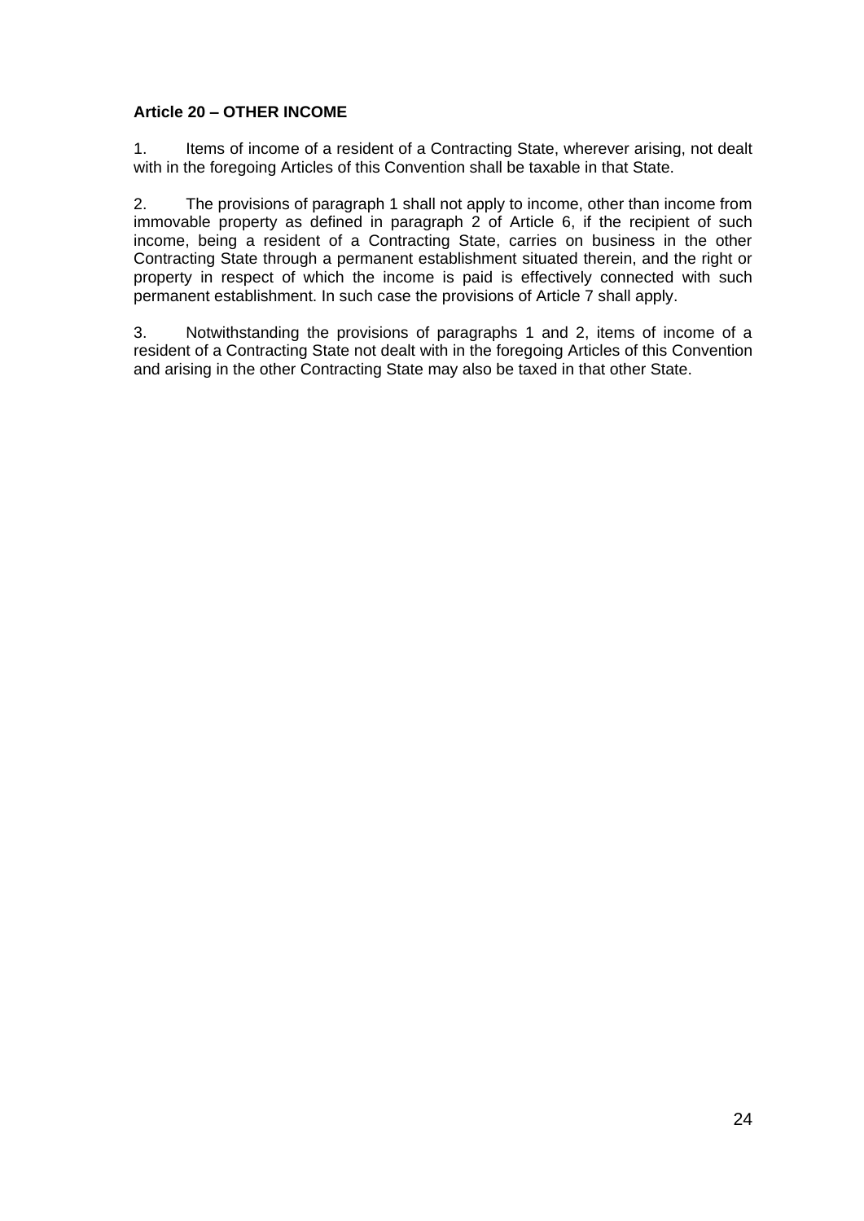**Article 20 – OTHER INCOME**

1. Items of income of a resident of a Contracting State, wherever arising, not dealt with in the foregoing Articles of this Convention shall be taxable in that State.

2. The provisions of paragraph 1 shall not apply to income, other than income from immovable property as defined in paragraph 2 of Article 6, if the recipient of such income, being a resident of a Contracting State, carries on business in the other Contracting State through a permanent establishment situated therein, and the right or property in respect of which the income is paid is effectively connected with such permanent establishment. In such case the provisions of Article 7 shall apply.

3. Notwithstanding the provisions of paragraphs 1 and 2, items of income of a resident of a Contracting State not dealt with in the foregoing Articles of this Convention and arising in the other Contracting State may also be taxed in that other State.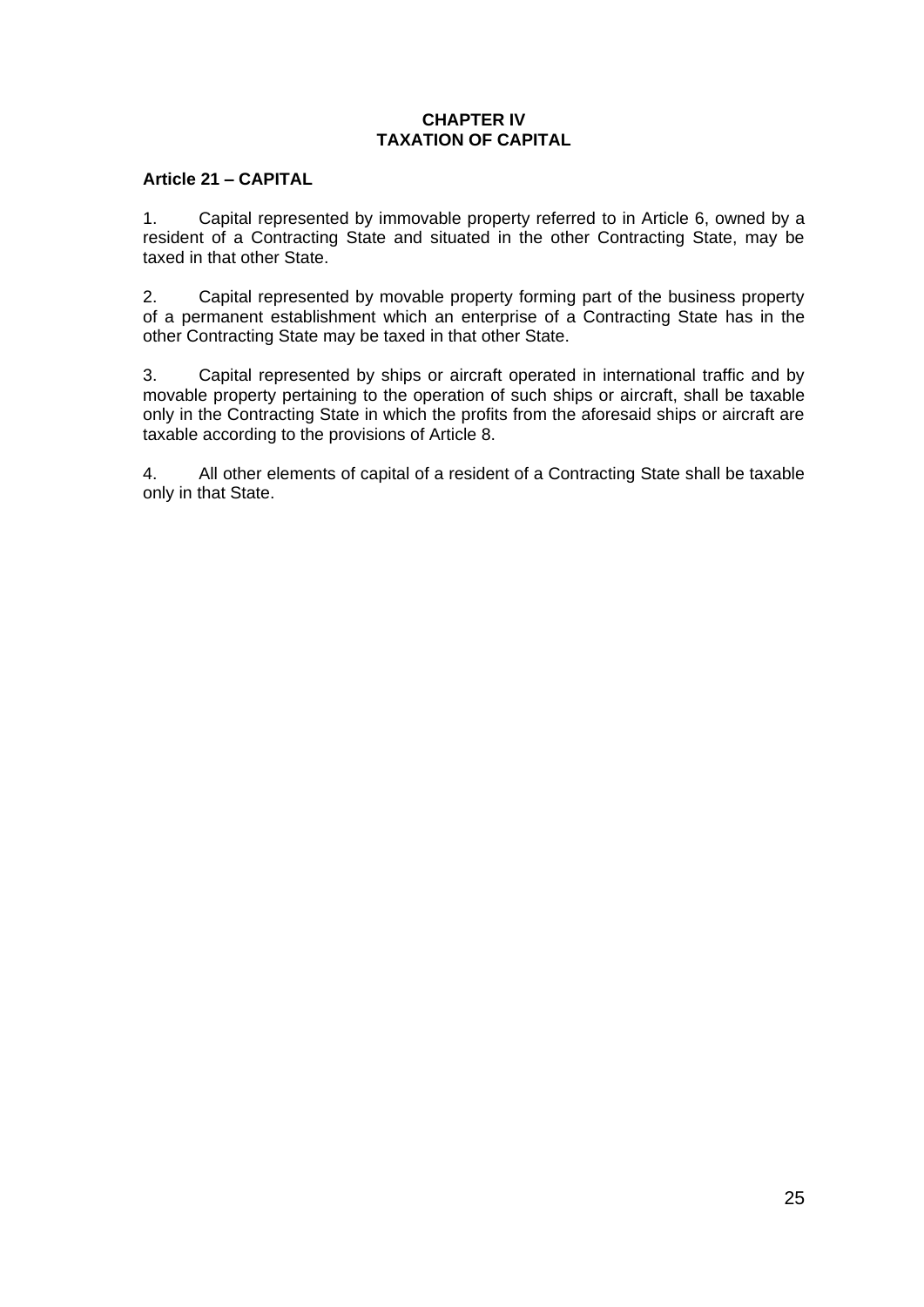## CHAPTER IV
## TAXATION OF CAPITAL

### Article 21 – CAPITAL

1. Capital represented by immovable property referred to in Article 6, owned by a resident of a Contracting State and situated in the other Contracting State, may be taxed in that other State.

2. Capital represented by movable property forming part of the business property of a permanent establishment which an enterprise of a Contracting State has in the other Contracting State may be taxed in that other State.

3. Capital represented by ships or aircraft operated in international traffic and by movable property pertaining to the operation of such ships or aircraft, shall be taxable only in the Contracting State in which the profits from the aforesaid ships or aircraft are taxable according to the provisions of Article 8.

4. All other elements of capital of a resident of a Contracting State shall be taxable only in that State.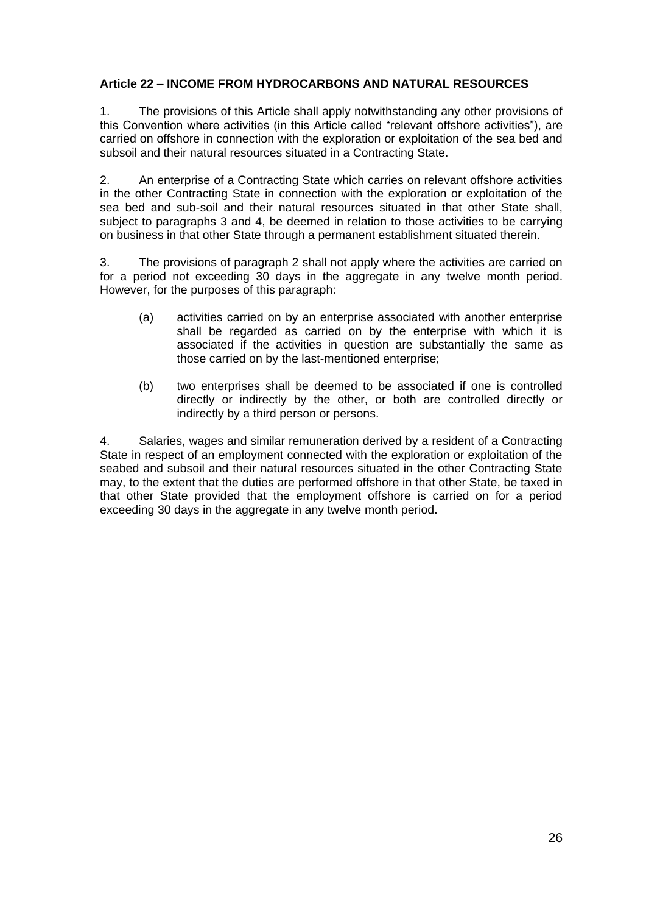**Article 22 – INCOME FROM HYDROCARBONS AND NATURAL RESOURCES**

1. The provisions of this Article shall apply notwithstanding any other provisions of this Convention where activities (in this Article called "relevant offshore activities"), are carried on offshore in connection with the exploration or exploitation of the sea bed and subsoil and their natural resources situated in a Contracting State.

2. An enterprise of a Contracting State which carries on relevant offshore activities in the other Contracting State in connection with the exploration or exploitation of the sea bed and sub-soil and their natural resources situated in that other State shall, subject to paragraphs 3 and 4, be deemed in relation to those activities to be carrying on business in that other State through a permanent establishment situated therein.

3. The provisions of paragraph 2 shall not apply where the activities are carried on for a period not exceeding 30 days in the aggregate in any twelve month period. However, for the purposes of this paragraph:

(a) activities carried on by an enterprise associated with another enterprise shall be regarded as carried on by the enterprise with which it is associated if the activities in question are substantially the same as those carried on by the last-mentioned enterprise;

(b) two enterprises shall be deemed to be associated if one is controlled directly or indirectly by the other, or both are controlled directly or indirectly by a third person or persons.

4. Salaries, wages and similar remuneration derived by a resident of a Contracting State in respect of an employment connected with the exploration or exploitation of the seabed and subsoil and their natural resources situated in the other Contracting State may, to the extent that the duties are performed offshore in that other State, be taxed in that other State provided that the employment offshore is carried on for a period exceeding 30 days in the aggregate in any twelve month period.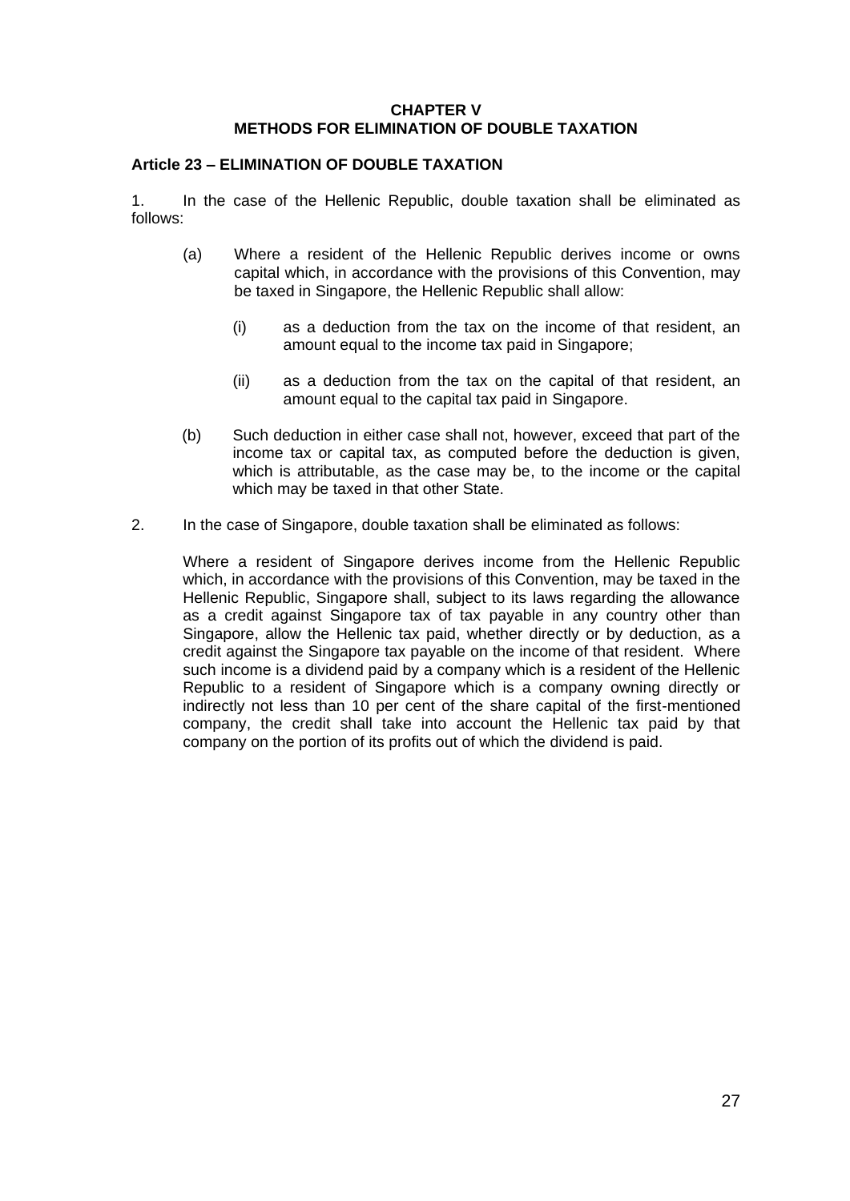# CHAPTER V
# METHODS FOR ELIMINATION OF DOUBLE TAXATION

## Article 23 – ELIMINATION OF DOUBLE TAXATION

1. In the case of the Hellenic Republic, double taxation shall be eliminated as follows:

   (a) Where a resident of the Hellenic Republic derives income or owns capital which, in accordance with the provisions of this Convention, may be taxed in Singapore, the Hellenic Republic shall allow:

   (i) as a deduction from the tax on the income of that resident, an amount equal to the income tax paid in Singapore;

   (ii) as a deduction from the tax on the capital of that resident, an amount equal to the capital tax paid in Singapore.

   (b) Such deduction in either case shall not, however, exceed that part of the income tax or capital tax, as computed before the deduction is given, which is attributable, as the case may be, to the income or the capital which may be taxed in that other State.

2. In the case of Singapore, double taxation shall be eliminated as follows:

   Where a resident of Singapore derives income from the Hellenic Republic which, in accordance with the provisions of this Convention, may be taxed in the Hellenic Republic, Singapore shall, subject to its laws regarding the allowance as a credit against Singapore tax of tax payable in any country other than Singapore, allow the Hellenic tax paid, whether directly or by deduction, as a credit against the Singapore tax payable on the income of that resident. Where such income is a dividend paid by a company which is a resident of the Hellenic Republic to a resident of Singapore which is a company owning directly or indirectly not less than 10 per cent of the share capital of the first-mentioned company, the credit shall take into account the Hellenic tax paid by that company on the portion of its profits out of which the dividend is paid.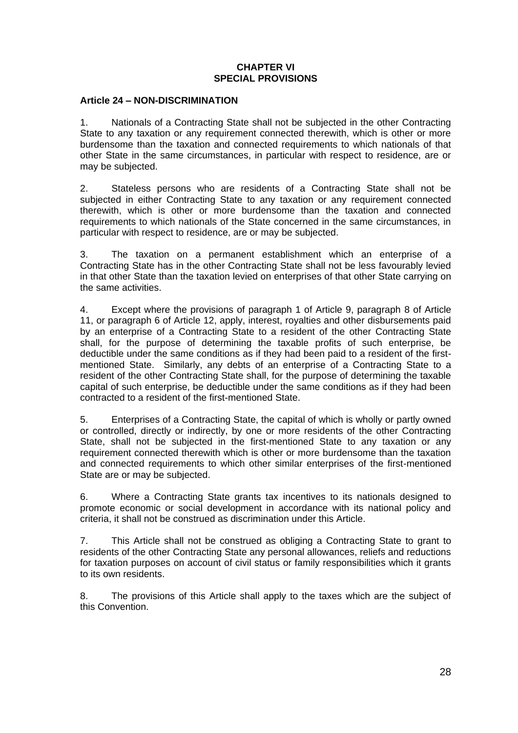## CHAPTER VI
## SPECIAL PROVISIONS

### Article 24 – NON-DISCRIMINATION

1. Nationals of a Contracting State shall not be subjected in the other Contracting State to any taxation or any requirement connected therewith, which is other or more burdensome than the taxation and connected requirements to which nationals of that other State in the same circumstances, in particular with respect to residence, are or may be subjected.

2. Stateless persons who are residents of a Contracting State shall not be subjected in either Contracting State to any taxation or any requirement connected therewith, which is other or more burdensome than the taxation and connected requirements to which nationals of the State concerned in the same circumstances, in particular with respect to residence, are or may be subjected.

3. The taxation on a permanent establishment which an enterprise of a Contracting State has in the other Contracting State shall not be less favourably levied in that other State than the taxation levied on enterprises of that other State carrying on the same activities.

4. Except where the provisions of paragraph 1 of Article 9, paragraph 8 of Article 11, or paragraph 6 of Article 12, apply, interest, royalties and other disbursements paid by an enterprise of a Contracting State to a resident of the other Contracting State shall, for the purpose of determining the taxable profits of such enterprise, be deductible under the same conditions as if they had been paid to a resident of the first-mentioned State. Similarly, any debts of an enterprise of a Contracting State to a resident of the other Contracting State shall, for the purpose of determining the taxable capital of such enterprise, be deductible under the same conditions as if they had been contracted to a resident of the first-mentioned State.

5. Enterprises of a Contracting State, the capital of which is wholly or partly owned or controlled, directly or indirectly, by one or more residents of the other Contracting State, shall not be subjected in the first-mentioned State to any taxation or any requirement connected therewith which is other or more burdensome than the taxation and connected requirements to which other similar enterprises of the first-mentioned State are or may be subjected.

6. Where a Contracting State grants tax incentives to its nationals designed to promote economic or social development in accordance with its national policy and criteria, it shall not be construed as discrimination under this Article.

7. This Article shall not be construed as obliging a Contracting State to grant to residents of the other Contracting State any personal allowances, reliefs and reductions for taxation purposes on account of civil status or family responsibilities which it grants to its own residents.

8. The provisions of this Article shall apply to the taxes which are the subject of this Convention.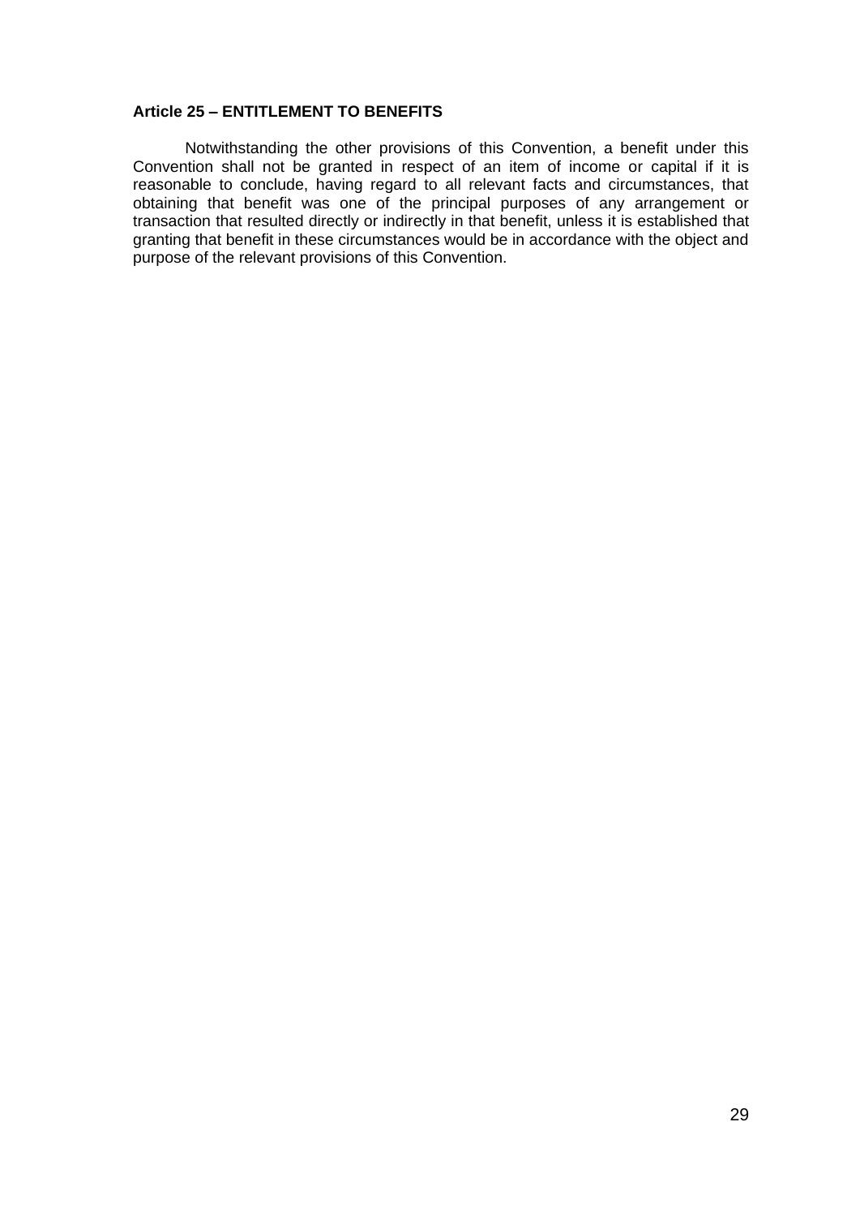**Article 25 – ENTITLEMENT TO BENEFITS**

Notwithstanding the other provisions of this Convention, a benefit under this Convention shall not be granted in respect of an item of income or capital if it is reasonable to conclude, having regard to all relevant facts and circumstances, that obtaining that benefit was one of the principal purposes of any arrangement or transaction that resulted directly or indirectly in that benefit, unless it is established that granting that benefit in these circumstances would be in accordance with the object and purpose of the relevant provisions of this Convention.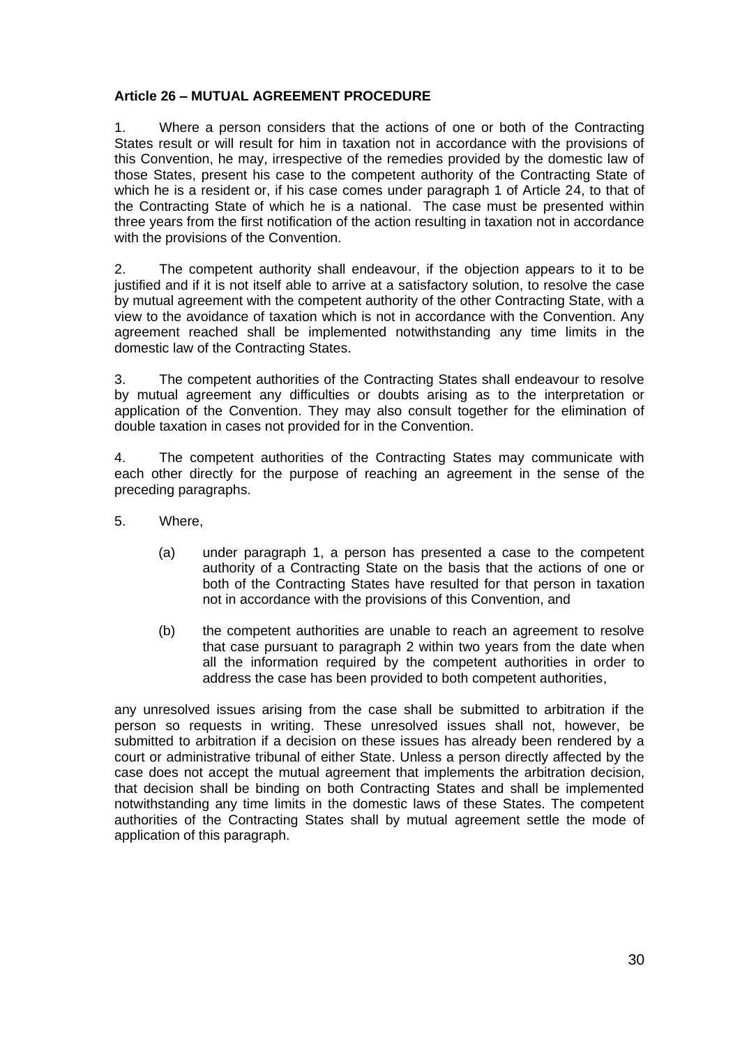**Article 26 – MUTUAL AGREEMENT PROCEDURE**

1. Where a person considers that the actions of one or both of the Contracting States result or will result for him in taxation not in accordance with the provisions of this Convention, he may, irrespective of the remedies provided by the domestic law of those States, present his case to the competent authority of the Contracting State of which he is a resident or, if his case comes under paragraph 1 of Article 24, to that of the Contracting State of which he is a national. The case must be presented within three years from the first notification of the action resulting in taxation not in accordance with the provisions of the Convention.

2. The competent authority shall endeavour, if the objection appears to it to be justified and if it is not itself able to arrive at a satisfactory solution, to resolve the case by mutual agreement with the competent authority of the other Contracting State, with a view to the avoidance of taxation which is not in accordance with the Convention. Any agreement reached shall be implemented notwithstanding any time limits in the domestic law of the Contracting States.

3. The competent authorities of the Contracting States shall endeavour to resolve by mutual agreement any difficulties or doubts arising as to the interpretation or application of the Convention. They may also consult together for the elimination of double taxation in cases not provided for in the Convention.

4. The competent authorities of the Contracting States may communicate with each other directly for the purpose of reaching an agreement in the sense of the preceding paragraphs.

5. Where,

   (a) under paragraph 1, a person has presented a case to the competent authority of a Contracting State on the basis that the actions of one or both of the Contracting States have resulted for that person in taxation not in accordance with the provisions of this Convention, and

   (b) the competent authorities are unable to reach an agreement to resolve that case pursuant to paragraph 2 within two years from the date when all the information required by the competent authorities in order to address the case has been provided to both competent authorities,

any unresolved issues arising from the case shall be submitted to arbitration if the person so requests in writing. These unresolved issues shall not, however, be submitted to arbitration if a decision on these issues has already been rendered by a court or administrative tribunal of either State. Unless a person directly affected by the case does not accept the mutual agreement that implements the arbitration decision, that decision shall be binding on both Contracting States and shall be implemented notwithstanding any time limits in the domestic laws of these States. The competent authorities of the Contracting States shall by mutual agreement settle the mode of application of this paragraph.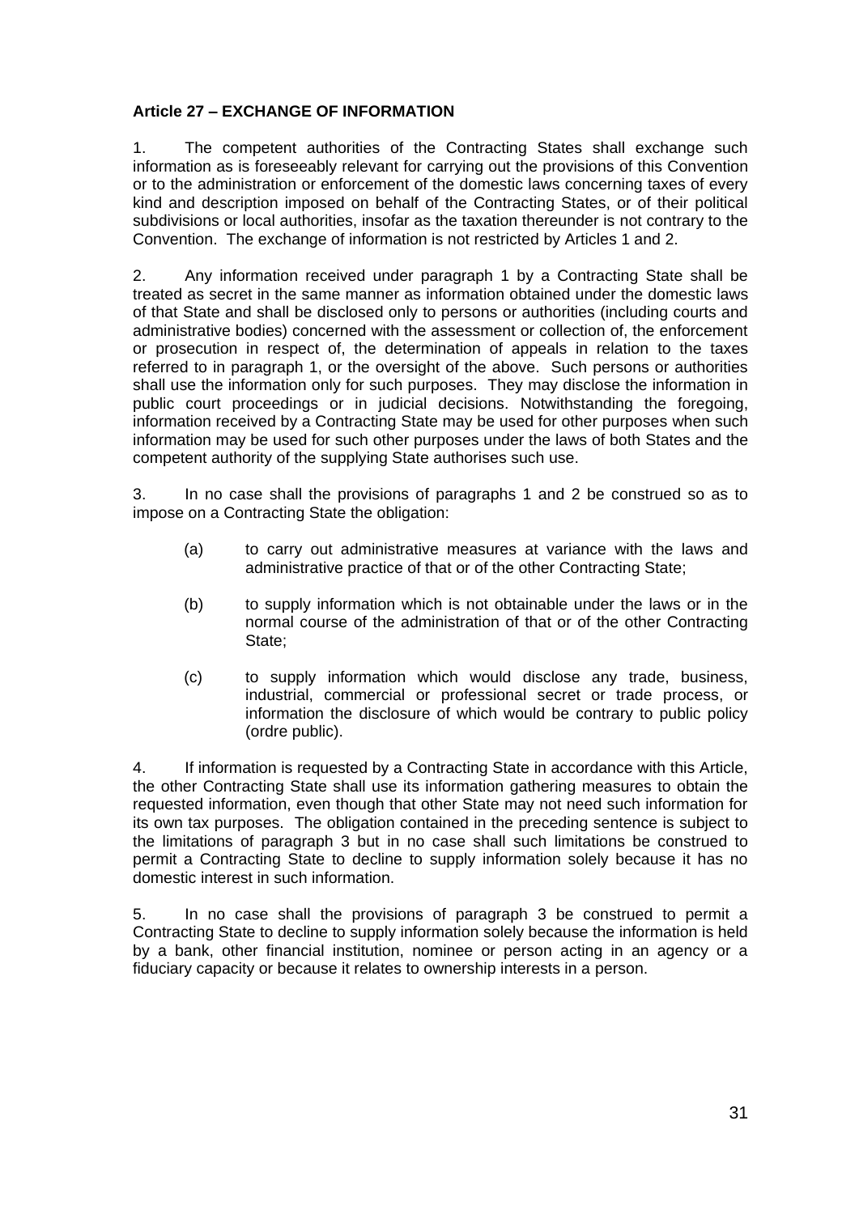**Article 27 – EXCHANGE OF INFORMATION**

1. The competent authorities of the Contracting States shall exchange such information as is foreseeably relevant for carrying out the provisions of this Convention or to the administration or enforcement of the domestic laws concerning taxes of every kind and description imposed on behalf of the Contracting States, or of their political subdivisions or local authorities, insofar as the taxation thereunder is not contrary to the Convention. The exchange of information is not restricted by Articles 1 and 2.

2. Any information received under paragraph 1 by a Contracting State shall be treated as secret in the same manner as information obtained under the domestic laws of that State and shall be disclosed only to persons or authorities (including courts and administrative bodies) concerned with the assessment or collection of, the enforcement or prosecution in respect of, the determination of appeals in relation to the taxes referred to in paragraph 1, or the oversight of the above. Such persons or authorities shall use the information only for such purposes. They may disclose the information in public court proceedings or in judicial decisions. Notwithstanding the foregoing, information received by a Contracting State may be used for other purposes when such information may be used for such other purposes under the laws of both States and the competent authority of the supplying State authorises such use.

3. In no case shall the provisions of paragraphs 1 and 2 be construed so as to impose on a Contracting State the obligation:

(a) to carry out administrative measures at variance with the laws and administrative practice of that or of the other Contracting State;

(b) to supply information which is not obtainable under the laws or in the normal course of the administration of that or of the other Contracting State;

(c) to supply information which would disclose any trade, business, industrial, commercial or professional secret or trade process, or information the disclosure of which would be contrary to public policy (ordre public).

4. If information is requested by a Contracting State in accordance with this Article, the other Contracting State shall use its information gathering measures to obtain the requested information, even though that other State may not need such information for its own tax purposes. The obligation contained in the preceding sentence is subject to the limitations of paragraph 3 but in no case shall such limitations be construed to permit a Contracting State to decline to supply information solely because it has no domestic interest in such information.

5. In no case shall the provisions of paragraph 3 be construed to permit a Contracting State to decline to supply information solely because the information is held by a bank, other financial institution, nominee or person acting in an agency or a fiduciary capacity or because it relates to ownership interests in a person.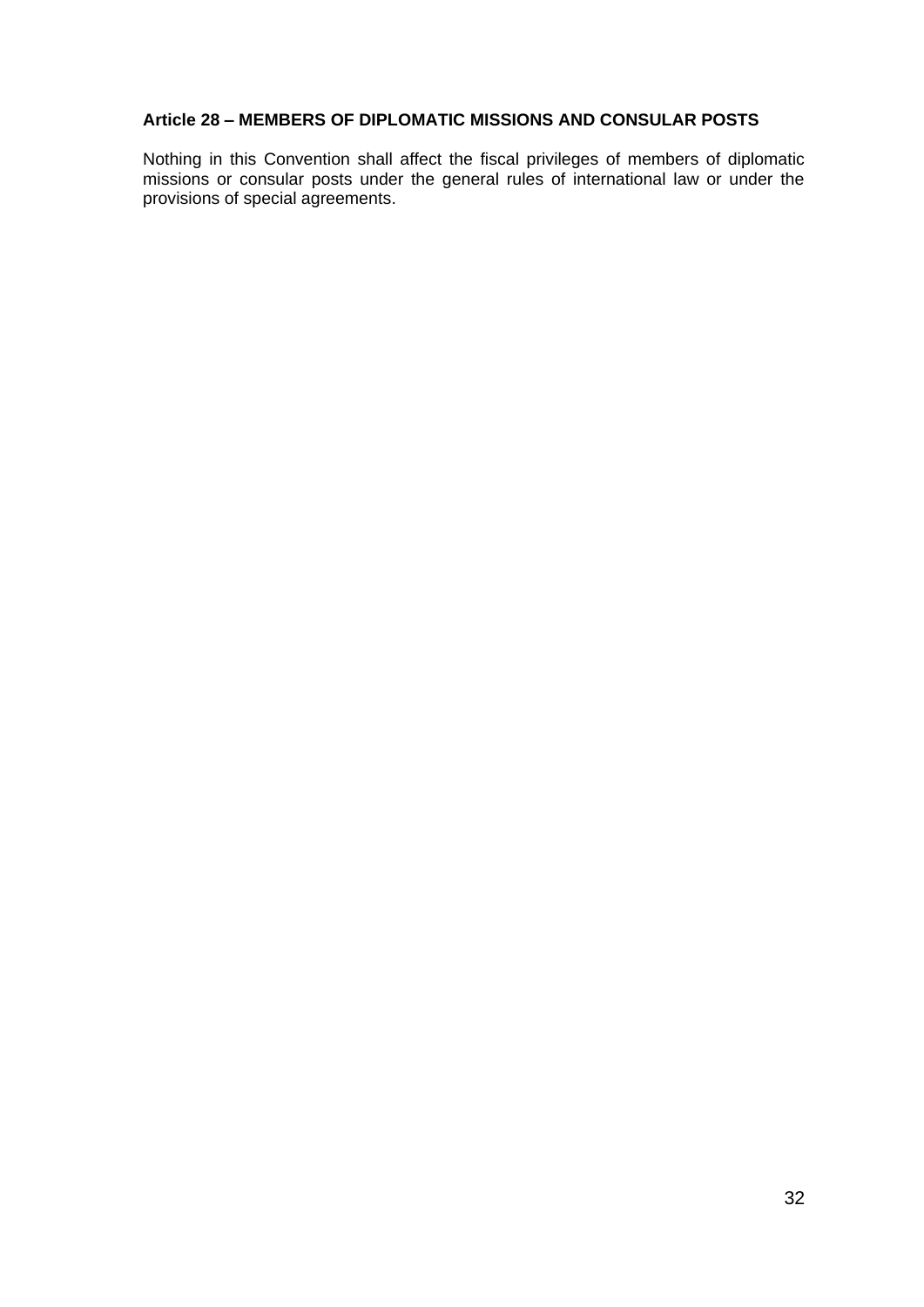**Article 28 – MEMBERS OF DIPLOMATIC MISSIONS AND CONSULAR POSTS**

Nothing in this Convention shall affect the fiscal privileges of members of diplomatic missions or consular posts under the general rules of international law or under the provisions of special agreements.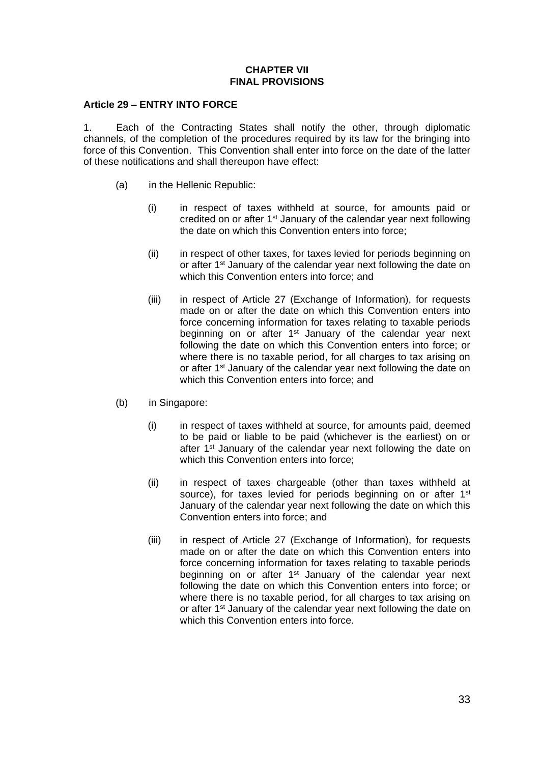## CHAPTER VII
## FINAL PROVISIONS

**Article 29 – ENTRY INTO FORCE**

1. Each of the Contracting States shall notify the other, through diplomatic channels, of the completion of the procedures required by its law for the bringing into force of this Convention. This Convention shall enter into force on the date of the latter of these notifications and shall thereupon have effect:

(a) in the Hellenic Republic:

(i) in respect of taxes withheld at source, for amounts paid or credited on or after 1st January of the calendar year next following the date on which this Convention enters into force;

(ii) in respect of other taxes, for taxes levied for periods beginning on or after 1st January of the calendar year next following the date on which this Convention enters into force; and

(iii) in respect of Article 27 (Exchange of Information), for requests made on or after the date on which this Convention enters into force concerning information for taxes relating to taxable periods beginning on or after 1st January of the calendar year next following the date on which this Convention enters into force; or where there is no taxable period, for all charges to tax arising on or after 1st January of the calendar year next following the date on which this Convention enters into force; and

(b) in Singapore:

(i) in respect of taxes withheld at source, for amounts paid, deemed to be paid or liable to be paid (whichever is the earliest) on or after 1st January of the calendar year next following the date on which this Convention enters into force;

(ii) in respect of taxes chargeable (other than taxes withheld at source), for taxes levied for periods beginning on or after 1st January of the calendar year next following the date on which this Convention enters into force; and

(iii) in respect of Article 27 (Exchange of Information), for requests made on or after the date on which this Convention enters into force concerning information for taxes relating to taxable periods beginning on or after 1st January of the calendar year next following the date on which this Convention enters into force; or where there is no taxable period, for all charges to tax arising on or after 1st January of the calendar year next following the date on which this Convention enters into force.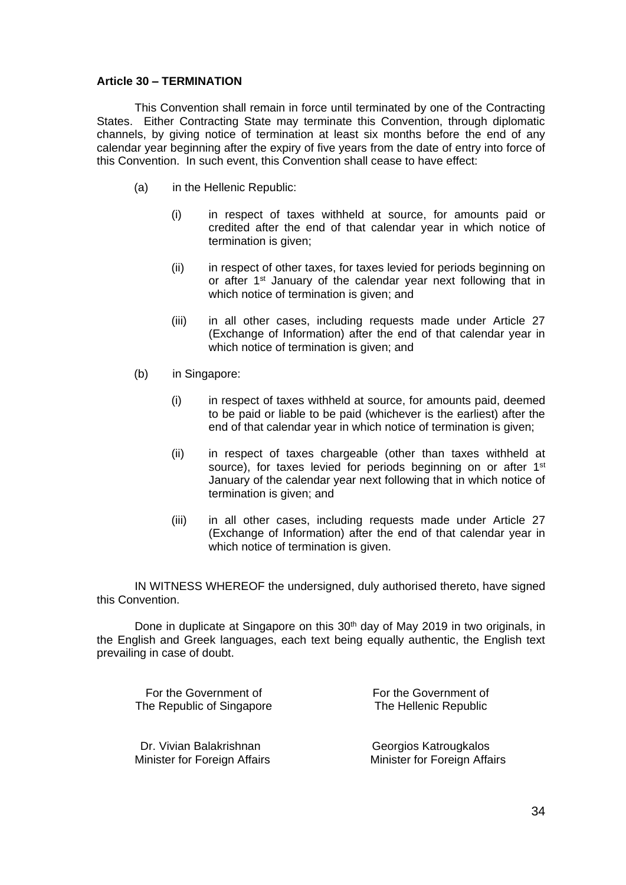**Article 30 – TERMINATION**

This Convention shall remain in force until terminated by one of the Contracting States. Either Contracting State may terminate this Convention, through diplomatic channels, by giving notice of termination at least six months before the end of any calendar year beginning after the expiry of five years from the date of entry into force of this Convention. In such event, this Convention shall cease to have effect:

(a) in the Hellenic Republic:

 (i) in respect of taxes withheld at source, for amounts paid or credited after the end of that calendar year in which notice of termination is given;

 (ii) in respect of other taxes, for taxes levied for periods beginning on or after 1st January of the calendar year next following that in which notice of termination is given; and

 (iii) in all other cases, including requests made under Article 27 (Exchange of Information) after the end of that calendar year in which notice of termination is given; and

(b) in Singapore:

 (i) in respect of taxes withheld at source, for amounts paid, deemed to be paid or liable to be paid (whichever is the earliest) after the end of that calendar year in which notice of termination is given;

 (ii) in respect of taxes chargeable (other than taxes withheld at source), for taxes levied for periods beginning on or after 1st January of the calendar year next following that in which notice of termination is given; and

 (iii) in all other cases, including requests made under Article 27 (Exchange of Information) after the end of that calendar year in which notice of termination is given.

IN WITNESS WHEREOF the undersigned, duly authorised thereto, have signed this Convention.

Done in duplicate at Singapore on this 30th day of May 2019 in two originals, in the English and Greek languages, each text being equally authentic, the English text prevailing in case of doubt.

| For the Government of The Republic of Singapore | For the Government of The Hellenic Republic |
| --- | --- |
| Dr. Vivian Balakrishnan<br>Minister for Foreign Affairs | Georgios Katrougkalos<br>Minister for Foreign Affairs |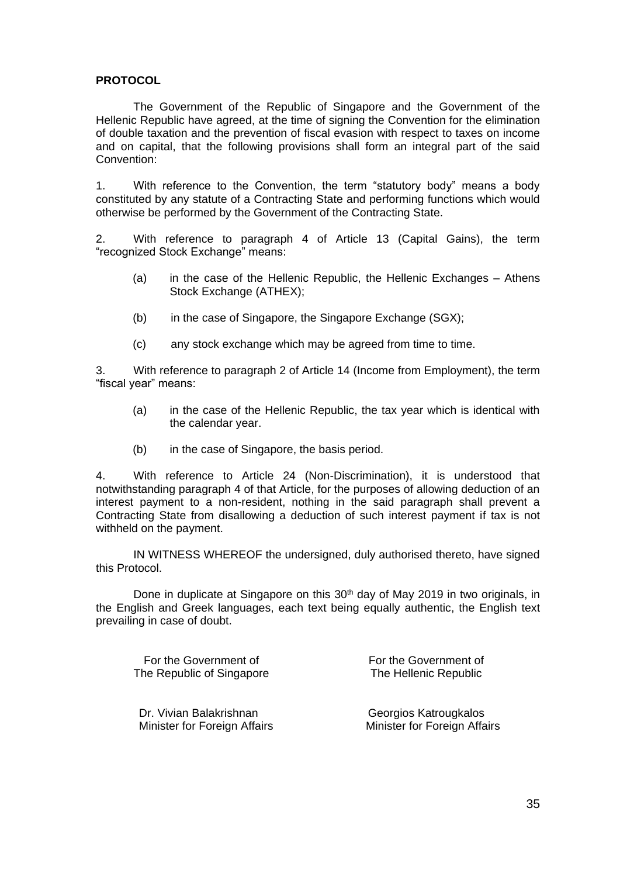**PROTOCOL**

The Government of the Republic of Singapore and the Government of the Hellenic Republic have agreed, at the time of signing the Convention for the elimination of double taxation and the prevention of fiscal evasion with respect to taxes on income and on capital, that the following provisions shall form an integral part of the said Convention:

1. With reference to the Convention, the term "statutory body" means a body constituted by any statute of a Contracting State and performing functions which would otherwise be performed by the Government of the Contracting State.

2. With reference to paragraph 4 of Article 13 (Capital Gains), the term "recognized Stock Exchange" means:

   (a) in the case of the Hellenic Republic, the Hellenic Exchanges – Athens Stock Exchange (ATHEX);

   (b) in the case of Singapore, the Singapore Exchange (SGX);

   (c) any stock exchange which may be agreed from time to time.

3. With reference to paragraph 2 of Article 14 (Income from Employment), the term "fiscal year" means:

   (a) in the case of the Hellenic Republic, the tax year which is identical with the calendar year.

   (b) in the case of Singapore, the basis period.

4. With reference to Article 24 (Non-Discrimination), it is understood that notwithstanding paragraph 4 of that Article, for the purposes of allowing deduction of an interest payment to a non-resident, nothing in the said paragraph shall prevent a Contracting State from disallowing a deduction of such interest payment if tax is not withheld on the payment.

IN WITNESS WHEREOF the undersigned, duly authorised thereto, have signed this Protocol.

Done in duplicate at Singapore on this 30th day of May 2019 in two originals, in the English and Greek languages, each text being equally authentic, the English text prevailing in case of doubt.

| | |
|---|---|
| For the Government of<br>The Republic of Singapore | For the Government of<br>The Hellenic Republic |
| Dr. Vivian Balakrishnan<br>Minister for Foreign Affairs | Georgios Katrougkalos<br>Minister for Foreign Affairs |